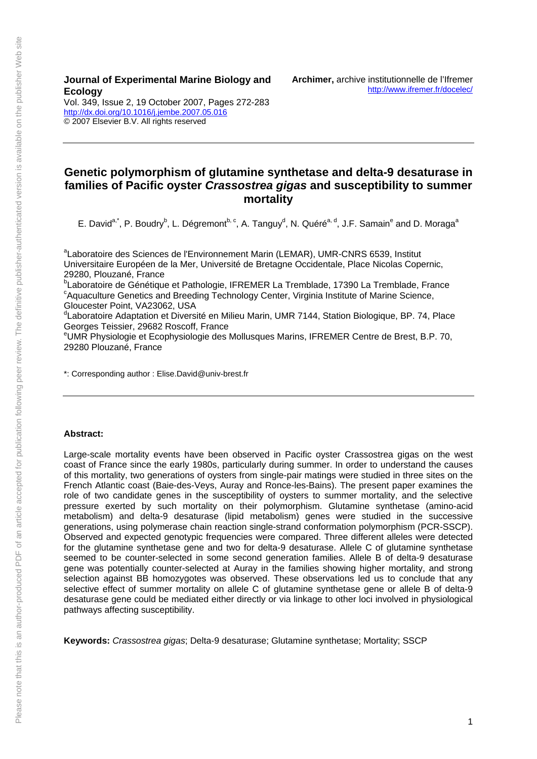**Journal of Experimental Marine Biology and Ecology**
Vol. 349, Issue 2, 19 October 2007, Pages 272-283
http://dx.doi.org/10.1016/j.jembe.2007.05.016
© 2007 Elsevier B.V. All rights reserved

**Archimer,** archive institutionnelle de l'Ifremer
http://www.ifremer.fr/docelec/

# Genetic polymorphism of glutamine synthetase and delta-9 desaturase in families of Pacific oyster *Crassostrea gigas* and susceptibility to summer mortality

E. David[a,*], P. Boudry[b], L. Dégremont[b, c], A. Tanguy[d], N. Quéré[a, d], J.F. Samain[e] and D. Moraga[a]

[a]Laboratoire des Sciences de l'Environnement Marin (LEMAR), UMR-CNRS 6539, Institut Universitaire Européen de la Mer, Université de Bretagne Occidentale, Place Nicolas Copernic, 29280, Plouzané, France
[b]Laboratoire de Génétique et Pathologie, IFREMER La Tremblade, 17390 La Tremblade, France
[c]Aquaculture Genetics and Breeding Technology Center, Virginia Institute of Marine Science, Gloucester Point, VA23062, USA
[d]Laboratoire Adaptation et Diversité en Milieu Marin, UMR 7144, Station Biologique, BP. 74, Place Georges Teissier, 29682 Roscoff, France
[e]UMR Physiologie et Ecophysiologie des Mollusques Marins, IFREMER Centre de Brest, B.P. 70, 29280 Plouzané, France

*: Corresponding author : Elise.David@univ-brest.fr

**Abstract:**

Large-scale mortality events have been observed in Pacific oyster Crassostrea gigas on the west coast of France since the early 1980s, particularly during summer. In order to understand the causes of this mortality, two generations of oysters from single-pair matings were studied in three sites on the French Atlantic coast (Baie-des-Veys, Auray and Ronce-les-Bains). The present paper examines the role of two candidate genes in the susceptibility of oysters to summer mortality, and the selective pressure exerted by such mortality on their polymorphism. Glutamine synthetase (amino-acid metabolism) and delta-9 desaturase (lipid metabolism) genes were studied in the successive generations, using polymerase chain reaction single-strand conformation polymorphism (PCR-SSCP). Observed and expected genotypic frequencies were compared. Three different alleles were detected for the glutamine synthetase gene and two for delta-9 desaturase. Allele C of glutamine synthetase seemed to be counter-selected in some second generation families. Allele B of delta-9 desaturase gene was potentially counter-selected at Auray in the families showing higher mortality, and strong selection against BB homozygotes was observed. These observations led us to conclude that any selective effect of summer mortality on allele C of glutamine synthetase gene or allele B of delta-9 desaturase gene could be mediated either directly or via linkage to other loci involved in physiological pathways affecting susceptibility.

**Keywords:** *Crassostrea gigas*; Delta-9 desaturase; Glutamine synthetase; Mortality; SSCP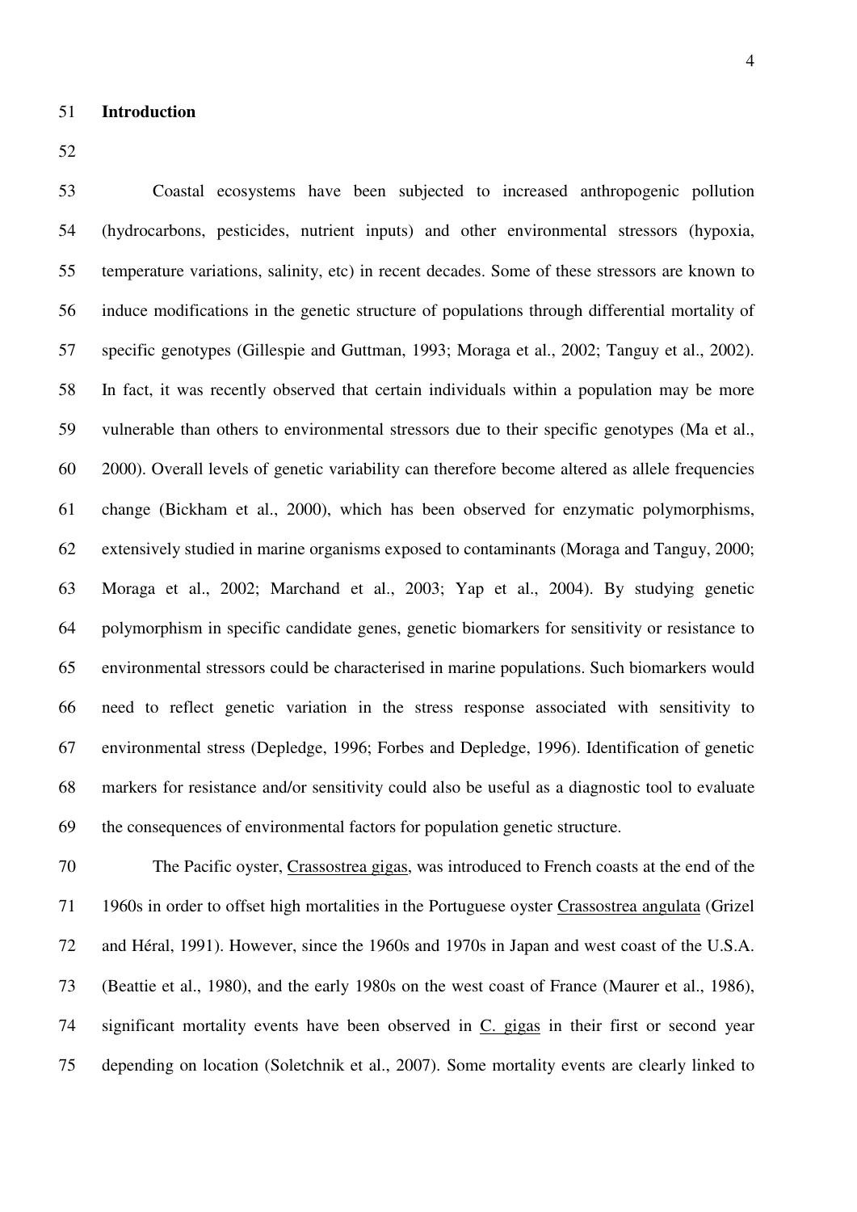## Introduction

Coastal ecosystems have been subjected to increased anthropogenic pollution (hydrocarbons, pesticides, nutrient inputs) and other environmental stressors (hypoxia, temperature variations, salinity, etc) in recent decades. Some of these stressors are known to induce modifications in the genetic structure of populations through differential mortality of specific genotypes (Gillespie and Guttman, 1993; Moraga et al., 2002; Tanguy et al., 2002). In fact, it was recently observed that certain individuals within a population may be more vulnerable than others to environmental stressors due to their specific genotypes (Ma et al., 2000). Overall levels of genetic variability can therefore become altered as allele frequencies change (Bickham et al., 2000), which has been observed for enzymatic polymorphisms, extensively studied in marine organisms exposed to contaminants (Moraga and Tanguy, 2000; Moraga et al., 2002; Marchand et al., 2003; Yap et al., 2004). By studying genetic polymorphism in specific candidate genes, genetic biomarkers for sensitivity or resistance to environmental stressors could be characterised in marine populations. Such biomarkers would need to reflect genetic variation in the stress response associated with sensitivity to environmental stress (Depledge, 1996; Forbes and Depledge, 1996). Identification of genetic markers for resistance and/or sensitivity could also be useful as a diagnostic tool to evaluate the consequences of environmental factors for population genetic structure.

The Pacific oyster, Crassostrea gigas, was introduced to French coasts at the end of the 1960s in order to offset high mortalities in the Portuguese oyster Crassostrea angulata (Grizel and Héral, 1991). However, since the 1960s and 1970s in Japan and west coast of the U.S.A. (Beattie et al., 1980), and the early 1980s on the west coast of France (Maurer et al., 1986), significant mortality events have been observed in C. gigas in their first or second year depending on location (Soletchnik et al., 2007). Some mortality events are clearly linked to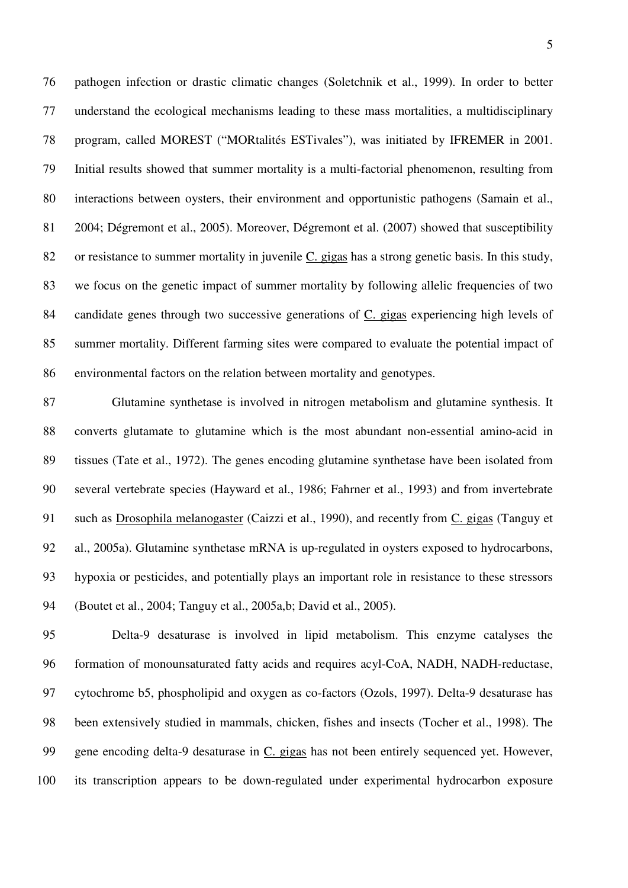pathogen infection or drastic climatic changes (Soletchnik et al., 1999). In order to better understand the ecological mechanisms leading to these mass mortalities, a multidisciplinary program, called MOREST ("MORtalités ESTivales"), was initiated by IFREMER in 2001. Initial results showed that summer mortality is a multi-factorial phenomenon, resulting from interactions between oysters, their environment and opportunistic pathogens (Samain et al., 2004; Dégremont et al., 2005). Moreover, Dégremont et al. (2007) showed that susceptibility or resistance to summer mortality in juvenile C. gigas has a strong genetic basis. In this study, we focus on the genetic impact of summer mortality by following allelic frequencies of two candidate genes through two successive generations of C. gigas experiencing high levels of summer mortality. Different farming sites were compared to evaluate the potential impact of environmental factors on the relation between mortality and genotypes.

Glutamine synthetase is involved in nitrogen metabolism and glutamine synthesis. It converts glutamate to glutamine which is the most abundant non-essential amino-acid in tissues (Tate et al., 1972). The genes encoding glutamine synthetase have been isolated from several vertebrate species (Hayward et al., 1986; Fahrner et al., 1993) and from invertebrate such as Drosophila melanogaster (Caizzi et al., 1990), and recently from C. gigas (Tanguy et al., 2005a). Glutamine synthetase mRNA is up-regulated in oysters exposed to hydrocarbons, hypoxia or pesticides, and potentially plays an important role in resistance to these stressors (Boutet et al., 2004; Tanguy et al., 2005a,b; David et al., 2005).

Delta-9 desaturase is involved in lipid metabolism. This enzyme catalyses the formation of monounsaturated fatty acids and requires acyl-CoA, NADH, NADH-reductase, cytochrome b5, phospholipid and oxygen as co-factors (Ozols, 1997). Delta-9 desaturase has been extensively studied in mammals, chicken, fishes and insects (Tocher et al., 1998). The gene encoding delta-9 desaturase in C. gigas has not been entirely sequenced yet. However, its transcription appears to be down-regulated under experimental hydrocarbon exposure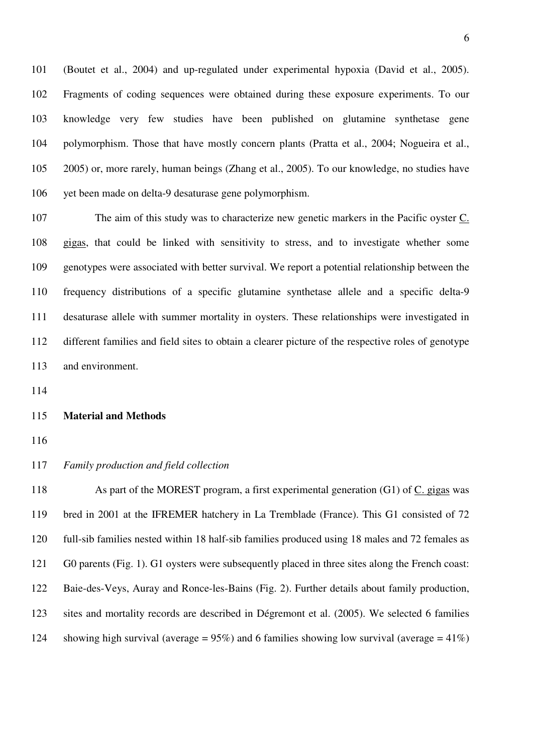(Boutet et al., 2004) and up-regulated under experimental hypoxia (David et al., 2005). Fragments of coding sequences were obtained during these exposure experiments. To our knowledge very few studies have been published on glutamine synthetase gene polymorphism. Those that have mostly concern plants (Pratta et al., 2004; Nogueira et al., 2005) or, more rarely, human beings (Zhang et al., 2005). To our knowledge, no studies have yet been made on delta-9 desaturase gene polymorphism.

The aim of this study was to characterize new genetic markers in the Pacific oyster C. gigas, that could be linked with sensitivity to stress, and to investigate whether some genotypes were associated with better survival. We report a potential relationship between the frequency distributions of a specific glutamine synthetase allele and a specific delta-9 desaturase allele with summer mortality in oysters. These relationships were investigated in different families and field sites to obtain a clearer picture of the respective roles of genotype and environment.

## Material and Methods

### *Family production and field collection*

As part of the MOREST program, a first experimental generation (G1) of C. gigas was bred in 2001 at the IFREMER hatchery in La Tremblade (France). This G1 consisted of 72 full-sib families nested within 18 half-sib families produced using 18 males and 72 females as G0 parents (Fig. 1). G1 oysters were subsequently placed in three sites along the French coast: Baie-des-Veys, Auray and Ronce-les-Bains (Fig. 2). Further details about family production, sites and mortality records are described in Dégremont et al. (2005). We selected 6 families showing high survival (average = 95%) and 6 families showing low survival (average = 41%)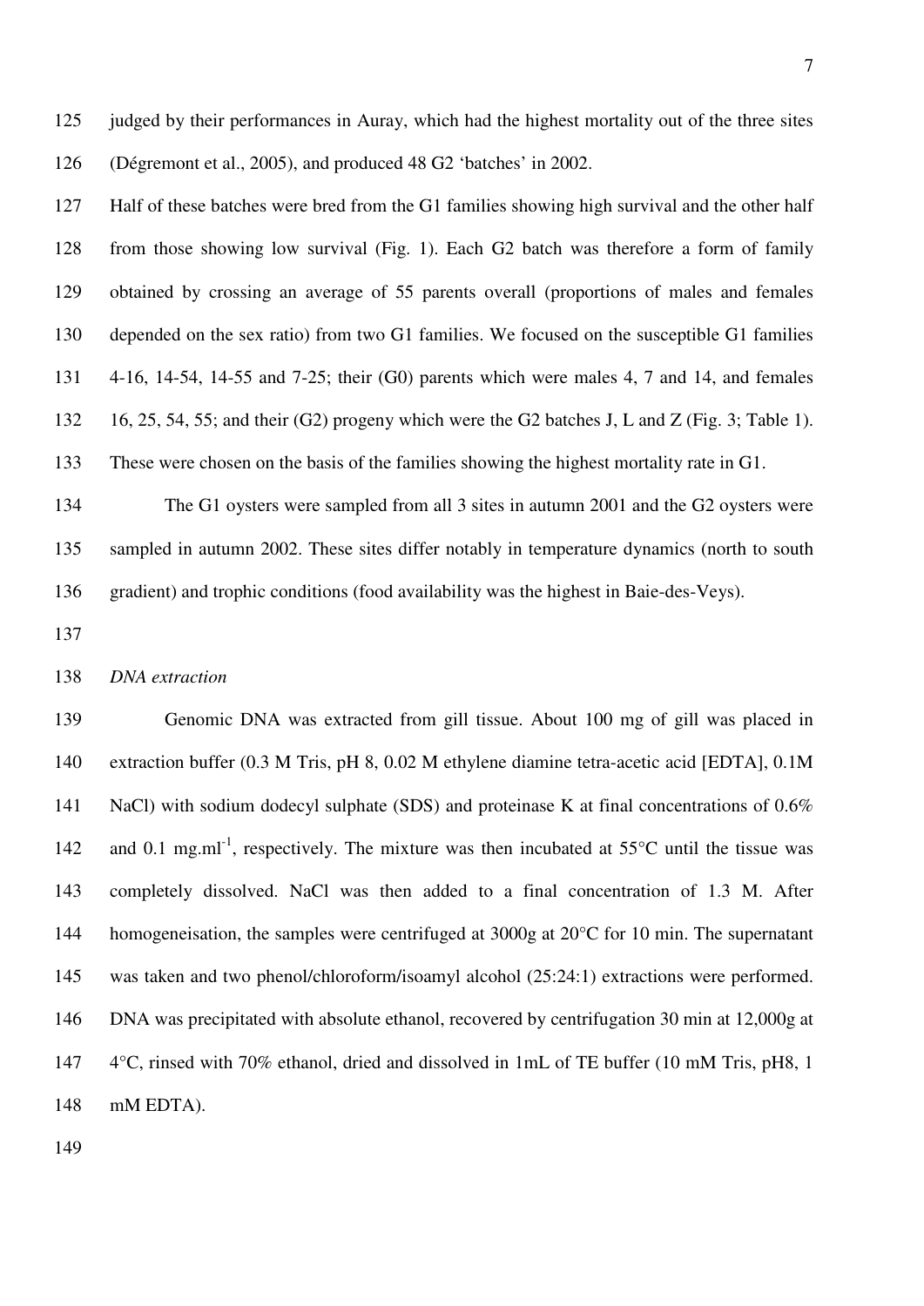judged by their performances in Auray, which had the highest mortality out of the three sites (Dégremont et al., 2005), and produced 48 G2 'batches' in 2002.

Half of these batches were bred from the G1 families showing high survival and the other half from those showing low survival (Fig. 1). Each G2 batch was therefore a form of family obtained by crossing an average of 55 parents overall (proportions of males and females depended on the sex ratio) from two G1 families. We focused on the susceptible G1 families 4-16, 14-54, 14-55 and 7-25; their (G0) parents which were males 4, 7 and 14, and females 16, 25, 54, 55; and their (G2) progeny which were the G2 batches J, L and Z (Fig. 3; Table 1). These were chosen on the basis of the families showing the highest mortality rate in G1.

The G1 oysters were sampled from all 3 sites in autumn 2001 and the G2 oysters were sampled in autumn 2002. These sites differ notably in temperature dynamics (north to south gradient) and trophic conditions (food availability was the highest in Baie-des-Veys).

*DNA extraction*

Genomic DNA was extracted from gill tissue. About 100 mg of gill was placed in extraction buffer (0.3 M Tris, pH 8, 0.02 M ethylene diamine tetra-acetic acid [EDTA], 0.1M NaCl) with sodium dodecyl sulphate (SDS) and proteinase K at final concentrations of 0.6% and 0.1 mg.ml$^{-1}$, respectively. The mixture was then incubated at 55°C until the tissue was completely dissolved. NaCl was then added to a final concentration of 1.3 M. After homogeneisation, the samples were centrifuged at 3000g at 20°C for 10 min. The supernatant was taken and two phenol/chloroform/isoamyl alcohol (25:24:1) extractions were performed. DNA was precipitated with absolute ethanol, recovered by centrifugation 30 min at 12,000g at 4°C, rinsed with 70% ethanol, dried and dissolved in 1mL of TE buffer (10 mM Tris, pH8, 1 mM EDTA).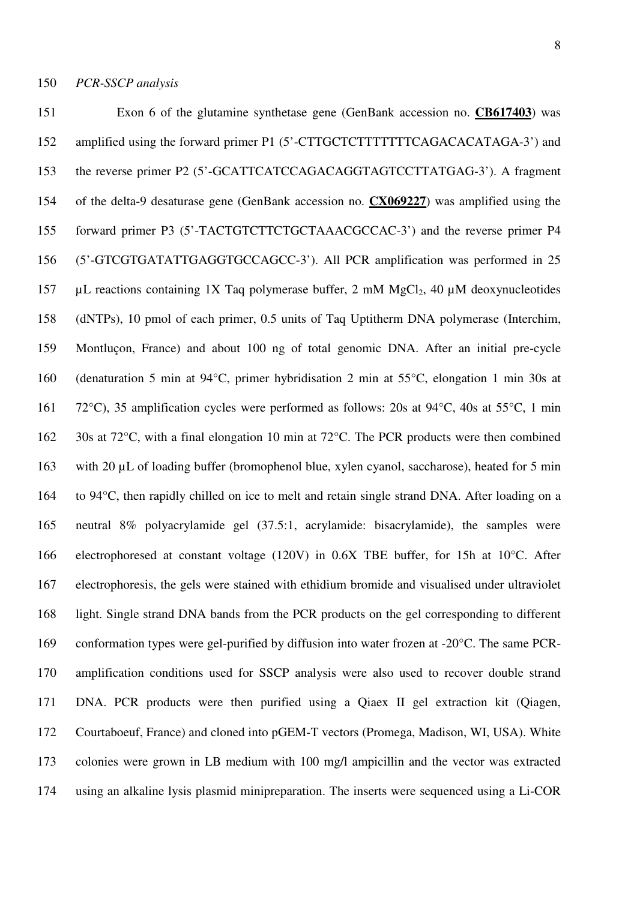*PCR-SSCP analysis*

Exon 6 of the glutamine synthetase gene (GenBank accession no. **CB617403**) was amplified using the forward primer P1 (5'-CTTGCTCTTTTTTTCAGACACATAGA-3') and the reverse primer P2 (5'-GCATTCATCCAGACAGGTAGTCCTTATGAG-3'). A fragment of the delta-9 desaturase gene (GenBank accession no. **CX069227**) was amplified using the forward primer P3 (5'-TACTGTCTTCTGCTAAACGCCAC-3') and the reverse primer P4 (5'-GTCGTGATATTGAGGTGCCAGCC-3'). All PCR amplification was performed in 25 µL reactions containing 1X Taq polymerase buffer, 2 mM $MgCl_2$, 40 µM deoxynucleotides (dNTPs), 10 pmol of each primer, 0.5 units of Taq Uptitherm DNA polymerase (Interchim, Montluçon, France) and about 100 ng of total genomic DNA. After an initial pre-cycle (denaturation 5 min at 94°C, primer hybridisation 2 min at 55°C, elongation 1 min 30s at 72°C), 35 amplification cycles were performed as follows: 20s at 94°C, 40s at 55°C, 1 min 30s at 72°C, with a final elongation 10 min at 72°C. The PCR products were then combined with 20 µL of loading buffer (bromophenol blue, xylen cyanol, saccharose), heated for 5 min to 94°C, then rapidly chilled on ice to melt and retain single strand DNA. After loading on a neutral 8% polyacrylamide gel (37.5:1, acrylamide: bisacrylamide), the samples were electrophoresed at constant voltage (120V) in 0.6X TBE buffer, for 15h at 10°C. After electrophoresis, the gels were stained with ethidium bromide and visualised under ultraviolet light. Single strand DNA bands from the PCR products on the gel corresponding to different conformation types were gel-purified by diffusion into water frozen at -20°C. The same PCR-amplification conditions used for SSCP analysis were also used to recover double strand DNA. PCR products were then purified using a Qiaex II gel extraction kit (Qiagen, Courtaboeuf, France) and cloned into pGEM-T vectors (Promega, Madison, WI, USA). White colonies were grown in LB medium with 100 mg/l ampicillin and the vector was extracted using an alkaline lysis plasmid minipreparation. The inserts were sequenced using a Li-COR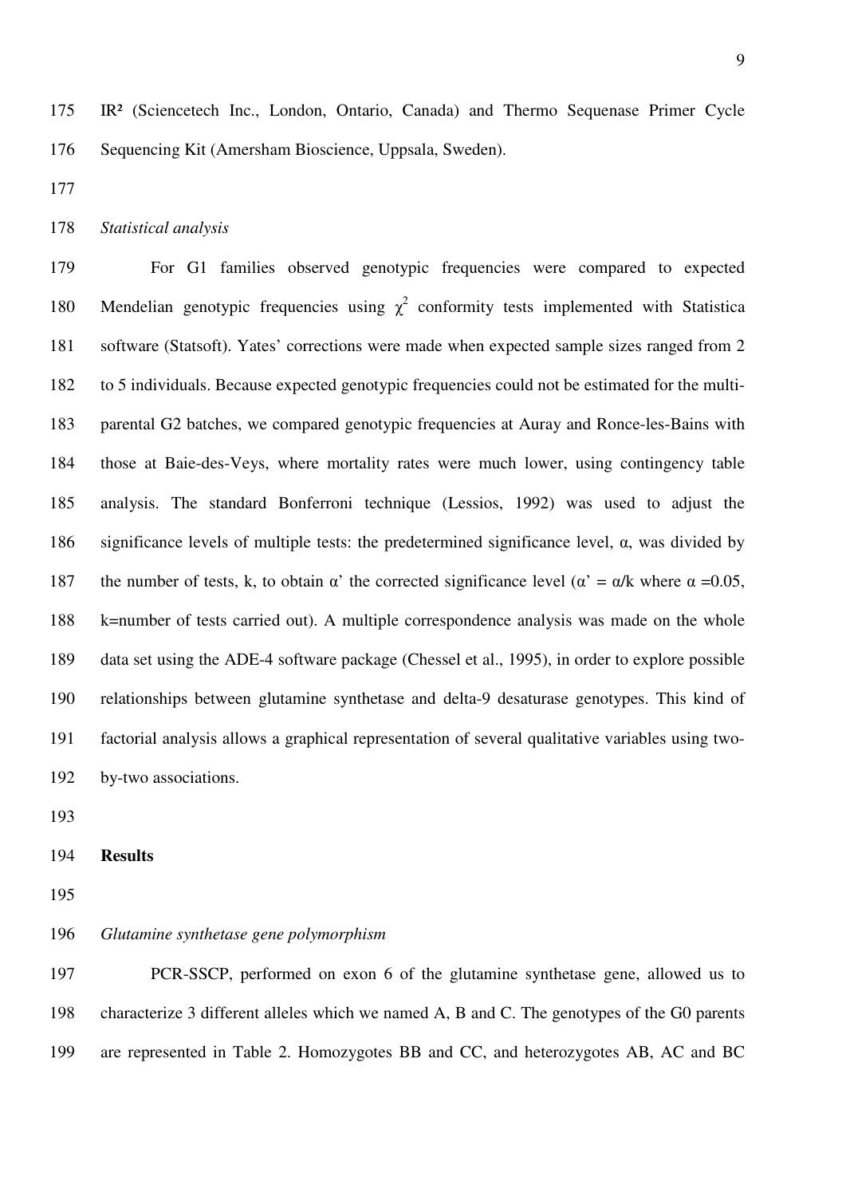IR² (Sciencetech Inc., London, Ontario, Canada) and Thermo Sequenase Primer Cycle Sequencing Kit (Amersham Bioscience, Uppsala, Sweden).

*Statistical analysis*

For G1 families observed genotypic frequencies were compared to expected Mendelian genotypic frequencies using $\chi^2$ conformity tests implemented with Statistica software (Statsoft). Yates' corrections were made when expected sample sizes ranged from 2 to 5 individuals. Because expected genotypic frequencies could not be estimated for the multi-parental G2 batches, we compared genotypic frequencies at Auray and Ronce-les-Bains with those at Baie-des-Veys, where mortality rates were much lower, using contingency table analysis. The standard Bonferroni technique (Lessios, 1992) was used to adjust the significance levels of multiple tests: the predetermined significance level, α, was divided by the number of tests, k, to obtain α' the corrected significance level ($\alpha' = \alpha/k$ where $\alpha = 0.05$, k=number of tests carried out). A multiple correspondence analysis was made on the whole data set using the ADE-4 software package (Chessel et al., 1995), in order to explore possible relationships between glutamine synthetase and delta-9 desaturase genotypes. This kind of factorial analysis allows a graphical representation of several qualitative variables using two-by-two associations.

## Results

*Glutamine synthetase gene polymorphism*

PCR-SSCP, performed on exon 6 of the glutamine synthetase gene, allowed us to characterize 3 different alleles which we named A, B and C. The genotypes of the G0 parents are represented in Table 2. Homozygotes BB and CC, and heterozygotes AB, AC and BC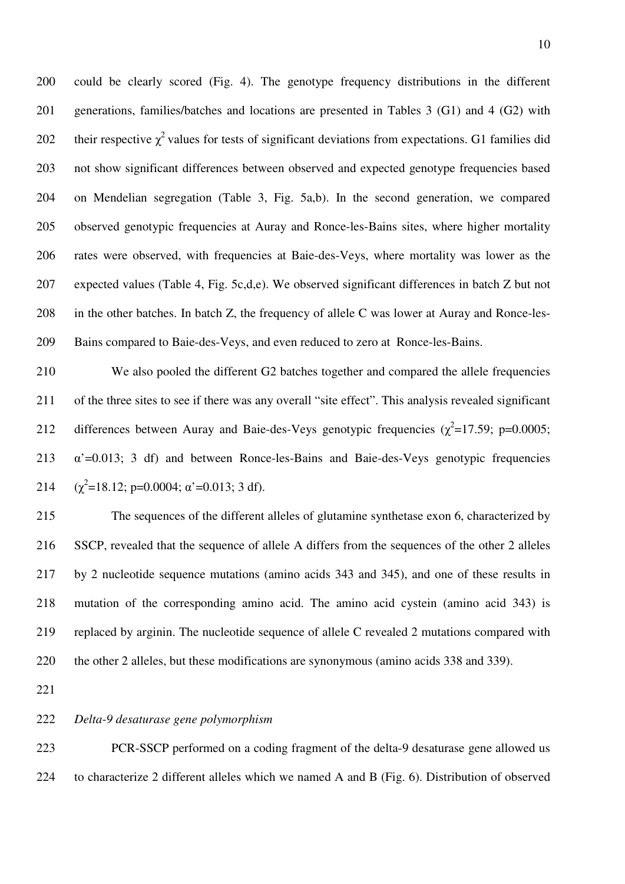could be clearly scored (Fig. 4). The genotype frequency distributions in the different generations, families/batches and locations are presented in Tables 3 (G1) and 4 (G2) with their respective $\chi^2$ values for tests of significant deviations from expectations. G1 families did not show significant differences between observed and expected genotype frequencies based on Mendelian segregation (Table 3, Fig. 5a,b). In the second generation, we compared observed genotypic frequencies at Auray and Ronce-les-Bains sites, where higher mortality rates were observed, with frequencies at Baie-des-Veys, where mortality was lower as the expected values (Table 4, Fig. 5c,d,e). We observed significant differences in batch Z but not in the other batches. In batch Z, the frequency of allele C was lower at Auray and Ronce-les-Bains compared to Baie-des-Veys, and even reduced to zero at Ronce-les-Bains.

We also pooled the different G2 batches together and compared the allele frequencies of the three sites to see if there was any overall "site effect". This analysis revealed significant differences between Auray and Baie-des-Veys genotypic frequencies ($\chi^2$=17.59; p=0.0005; $\alpha'$=0.013; 3 df) and between Ronce-les-Bains and Baie-des-Veys genotypic frequencies ($\chi^2$=18.12; p=0.0004; $\alpha'$=0.013; 3 df).

The sequences of the different alleles of glutamine synthetase exon 6, characterized by SSCP, revealed that the sequence of allele A differs from the sequences of the other 2 alleles by 2 nucleotide sequence mutations (amino acids 343 and 345), and one of these results in mutation of the corresponding amino acid. The amino acid cystein (amino acid 343) is replaced by arginin. The nucleotide sequence of allele C revealed 2 mutations compared with the other 2 alleles, but these modifications are synonymous (amino acids 338 and 339).

*Delta-9 desaturase gene polymorphism*

PCR-SSCP performed on a coding fragment of the delta-9 desaturase gene allowed us to characterize 2 different alleles which we named A and B (Fig. 6). Distribution of observed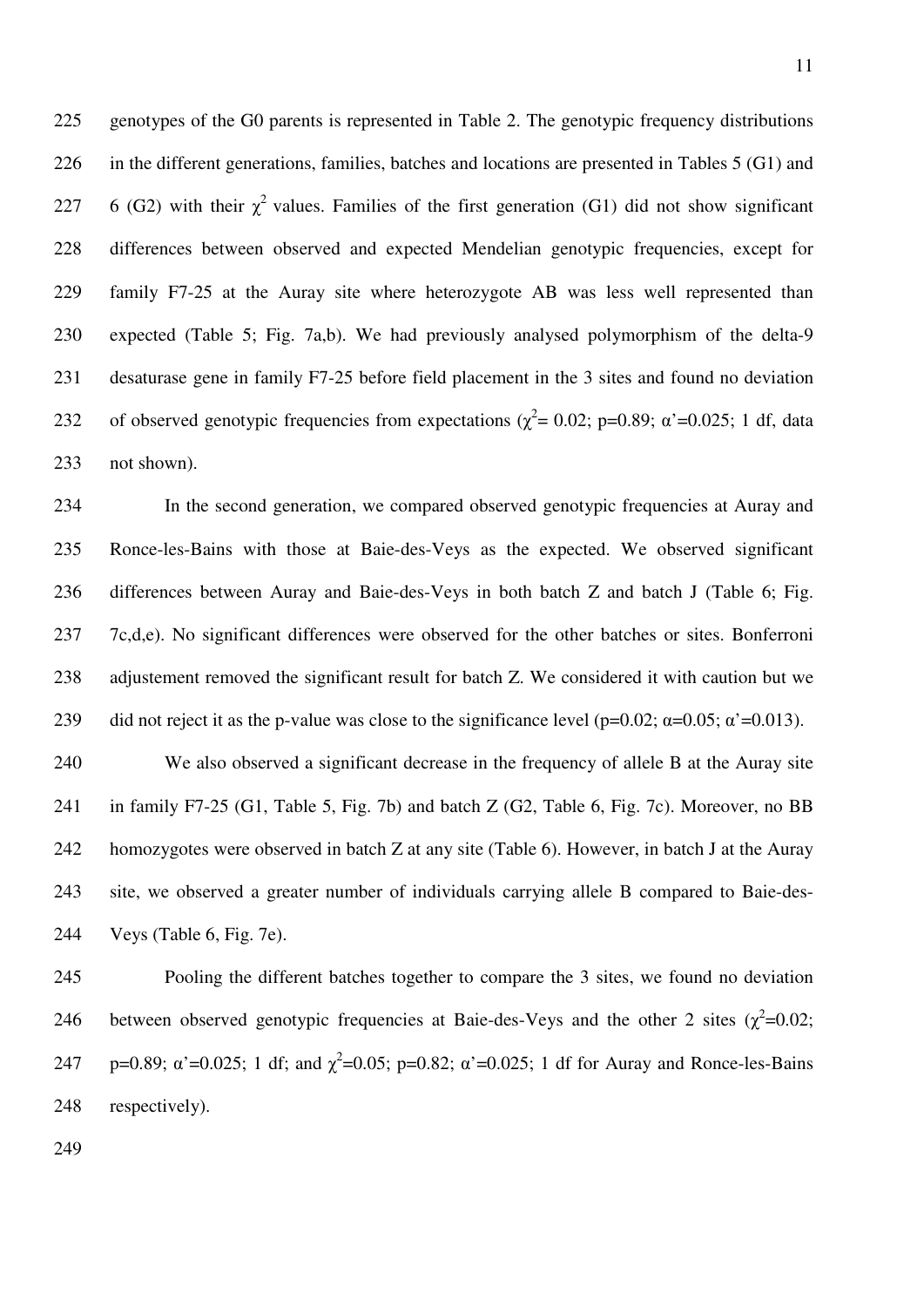genotypes of the G0 parents is represented in Table 2. The genotypic frequency distributions in the different generations, families, batches and locations are presented in Tables 5 (G1) and 6 (G2) with their $\chi^2$ values. Families of the first generation (G1) did not show significant differences between observed and expected Mendelian genotypic frequencies, except for family F7-25 at the Auray site where heterozygote AB was less well represented than expected (Table 5; Fig. 7a,b). We had previously analysed polymorphism of the delta-9 desaturase gene in family F7-25 before field placement in the 3 sites and found no deviation of observed genotypic frequencies from expectations ($\chi^2$= 0.02; p=0.89; α'=0.025; 1 df, data not shown).

In the second generation, we compared observed genotypic frequencies at Auray and Ronce-les-Bains with those at Baie-des-Veys as the expected. We observed significant differences between Auray and Baie-des-Veys in both batch Z and batch J (Table 6; Fig. 7c,d,e). No significant differences were observed for the other batches or sites. Bonferroni adjustement removed the significant result for batch Z. We considered it with caution but we did not reject it as the p-value was close to the significance level (p=0.02; α=0.05; α'=0.013).

We also observed a significant decrease in the frequency of allele B at the Auray site in family F7-25 (G1, Table 5, Fig. 7b) and batch Z (G2, Table 6, Fig. 7c). Moreover, no BB homozygotes were observed in batch Z at any site (Table 6). However, in batch J at the Auray site, we observed a greater number of individuals carrying allele B compared to Baie-des-Veys (Table 6, Fig. 7e).

Pooling the different batches together to compare the 3 sites, we found no deviation between observed genotypic frequencies at Baie-des-Veys and the other 2 sites ($\chi^2$=0.02; p=0.89; α'=0.025; 1 df; and $\chi^2$=0.05; p=0.82; α'=0.025; 1 df for Auray and Ronce-les-Bains respectively).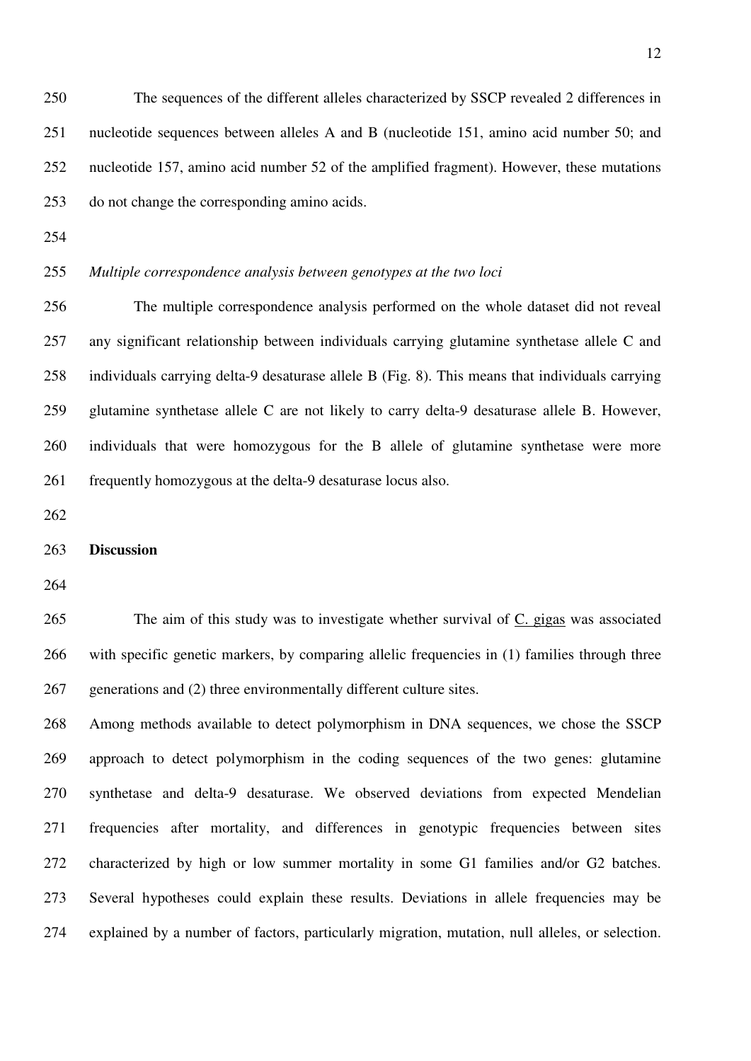The sequences of the different alleles characterized by SSCP revealed 2 differences in nucleotide sequences between alleles A and B (nucleotide 151, amino acid number 50; and nucleotide 157, amino acid number 52 of the amplified fragment). However, these mutations do not change the corresponding amino acids.

*Multiple correspondence analysis between genotypes at the two loci*

The multiple correspondence analysis performed on the whole dataset did not reveal any significant relationship between individuals carrying glutamine synthetase allele C and individuals carrying delta-9 desaturase allele B (Fig. 8). This means that individuals carrying glutamine synthetase allele C are not likely to carry delta-9 desaturase allele B. However, individuals that were homozygous for the B allele of glutamine synthetase were more frequently homozygous at the delta-9 desaturase locus also.

## Discussion

The aim of this study was to investigate whether survival of C. gigas was associated with specific genetic markers, by comparing allelic frequencies in (1) families through three generations and (2) three environmentally different culture sites.

Among methods available to detect polymorphism in DNA sequences, we chose the SSCP approach to detect polymorphism in the coding sequences of the two genes: glutamine synthetase and delta-9 desaturase. We observed deviations from expected Mendelian frequencies after mortality, and differences in genotypic frequencies between sites characterized by high or low summer mortality in some G1 families and/or G2 batches. Several hypotheses could explain these results. Deviations in allele frequencies may be explained by a number of factors, particularly migration, mutation, null alleles, or selection.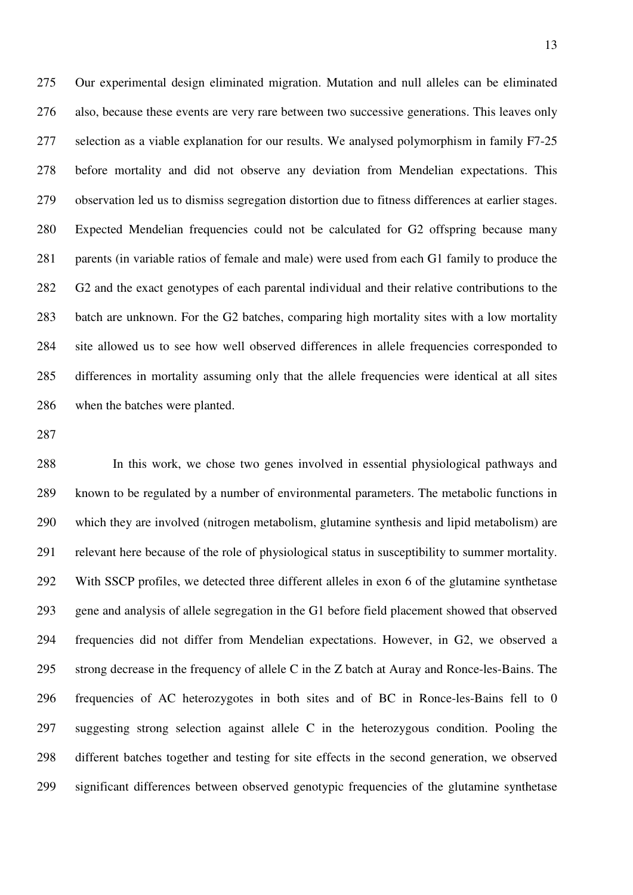Our experimental design eliminated migration. Mutation and null alleles can be eliminated also, because these events are very rare between two successive generations. This leaves only selection as a viable explanation for our results. We analysed polymorphism in family F7-25 before mortality and did not observe any deviation from Mendelian expectations. This observation led us to dismiss segregation distortion due to fitness differences at earlier stages. Expected Mendelian frequencies could not be calculated for G2 offspring because many parents (in variable ratios of female and male) were used from each G1 family to produce the G2 and the exact genotypes of each parental individual and their relative contributions to the batch are unknown. For the G2 batches, comparing high mortality sites with a low mortality site allowed us to see how well observed differences in allele frequencies corresponded to differences in mortality assuming only that the allele frequencies were identical at all sites when the batches were planted.

In this work, we chose two genes involved in essential physiological pathways and known to be regulated by a number of environmental parameters. The metabolic functions in which they are involved (nitrogen metabolism, glutamine synthesis and lipid metabolism) are relevant here because of the role of physiological status in susceptibility to summer mortality. With SSCP profiles, we detected three different alleles in exon 6 of the glutamine synthetase gene and analysis of allele segregation in the G1 before field placement showed that observed frequencies did not differ from Mendelian expectations. However, in G2, we observed a strong decrease in the frequency of allele C in the Z batch at Auray and Ronce-les-Bains. The frequencies of AC heterozygotes in both sites and of BC in Ronce-les-Bains fell to 0 suggesting strong selection against allele C in the heterozygous condition. Pooling the different batches together and testing for site effects in the second generation, we observed significant differences between observed genotypic frequencies of the glutamine synthetase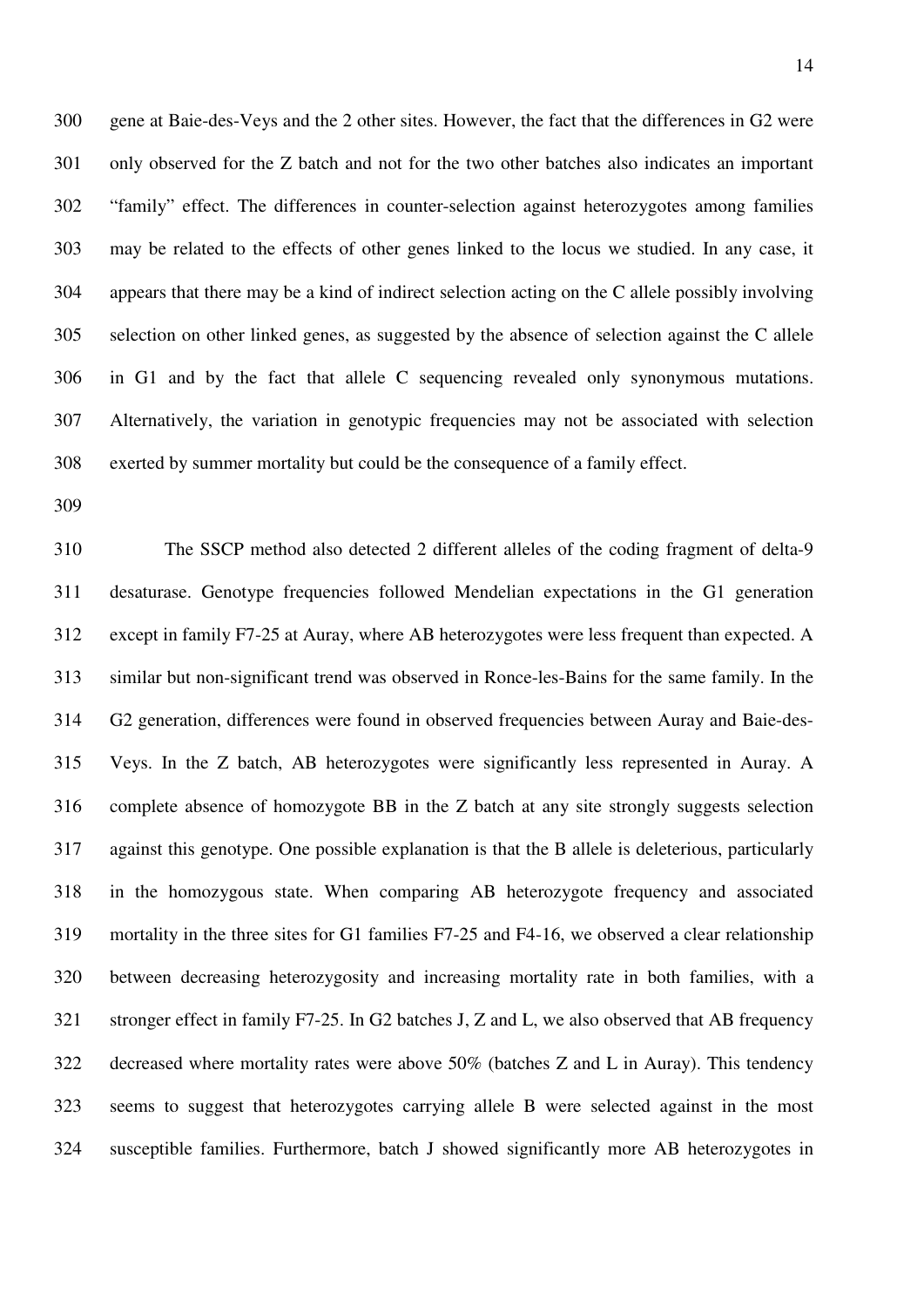gene at Baie-des-Veys and the 2 other sites. However, the fact that the differences in G2 were only observed for the Z batch and not for the two other batches also indicates an important "family" effect. The differences in counter-selection against heterozygotes among families may be related to the effects of other genes linked to the locus we studied. In any case, it appears that there may be a kind of indirect selection acting on the C allele possibly involving selection on other linked genes, as suggested by the absence of selection against the C allele in G1 and by the fact that allele C sequencing revealed only synonymous mutations. Alternatively, the variation in genotypic frequencies may not be associated with selection exerted by summer mortality but could be the consequence of a family effect.

The SSCP method also detected 2 different alleles of the coding fragment of delta-9 desaturase. Genotype frequencies followed Mendelian expectations in the G1 generation except in family F7-25 at Auray, where AB heterozygotes were less frequent than expected. A similar but non-significant trend was observed in Ronce-les-Bains for the same family. In the G2 generation, differences were found in observed frequencies between Auray and Baie-des-Veys. In the Z batch, AB heterozygotes were significantly less represented in Auray. A complete absence of homozygote BB in the Z batch at any site strongly suggests selection against this genotype. One possible explanation is that the B allele is deleterious, particularly in the homozygous state. When comparing AB heterozygote frequency and associated mortality in the three sites for G1 families F7-25 and F4-16, we observed a clear relationship between decreasing heterozygosity and increasing mortality rate in both families, with a stronger effect in family F7-25. In G2 batches J, Z and L, we also observed that AB frequency decreased where mortality rates were above 50% (batches Z and L in Auray). This tendency seems to suggest that heterozygotes carrying allele B were selected against in the most susceptible families. Furthermore, batch J showed significantly more AB heterozygotes in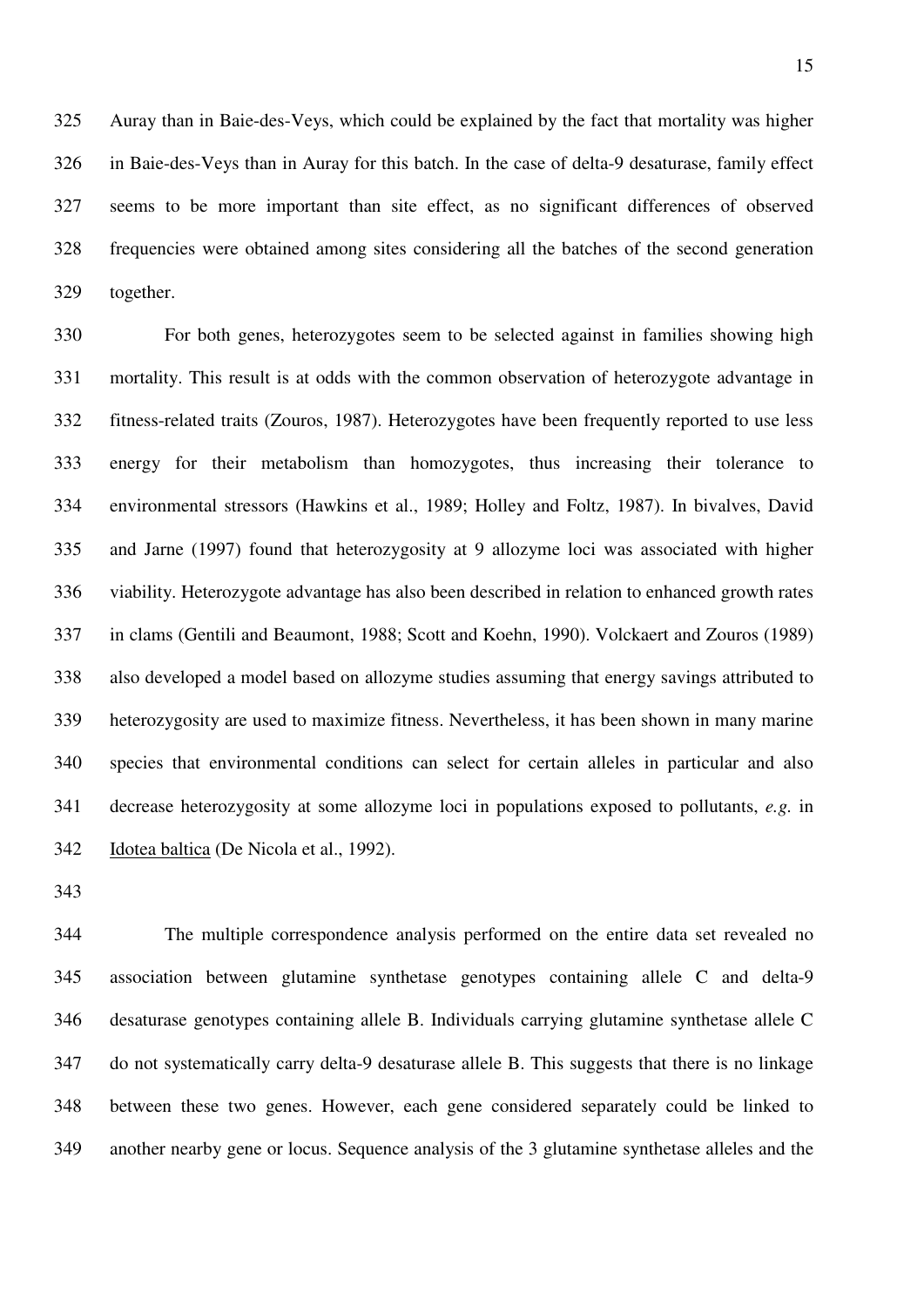Auray than in Baie-des-Veys, which could be explained by the fact that mortality was higher in Baie-des-Veys than in Auray for this batch. In the case of delta-9 desaturase, family effect seems to be more important than site effect, as no significant differences of observed frequencies were obtained among sites considering all the batches of the second generation together.

For both genes, heterozygotes seem to be selected against in families showing high mortality. This result is at odds with the common observation of heterozygote advantage in fitness-related traits (Zouros, 1987). Heterozygotes have been frequently reported to use less energy for their metabolism than homozygotes, thus increasing their tolerance to environmental stressors (Hawkins et al., 1989; Holley and Foltz, 1987). In bivalves, David and Jarne (1997) found that heterozygosity at 9 allozyme loci was associated with higher viability. Heterozygote advantage has also been described in relation to enhanced growth rates in clams (Gentili and Beaumont, 1988; Scott and Koehn, 1990). Volckaert and Zouros (1989) also developed a model based on allozyme studies assuming that energy savings attributed to heterozygosity are used to maximize fitness. Nevertheless, it has been shown in many marine species that environmental conditions can select for certain alleles in particular and also decrease heterozygosity at some allozyme loci in populations exposed to pollutants, *e.g.* in Idotea baltica (De Nicola et al., 1992).

The multiple correspondence analysis performed on the entire data set revealed no association between glutamine synthetase genotypes containing allele C and delta-9 desaturase genotypes containing allele B. Individuals carrying glutamine synthetase allele C do not systematically carry delta-9 desaturase allele B. This suggests that there is no linkage between these two genes. However, each gene considered separately could be linked to another nearby gene or locus. Sequence analysis of the 3 glutamine synthetase alleles and the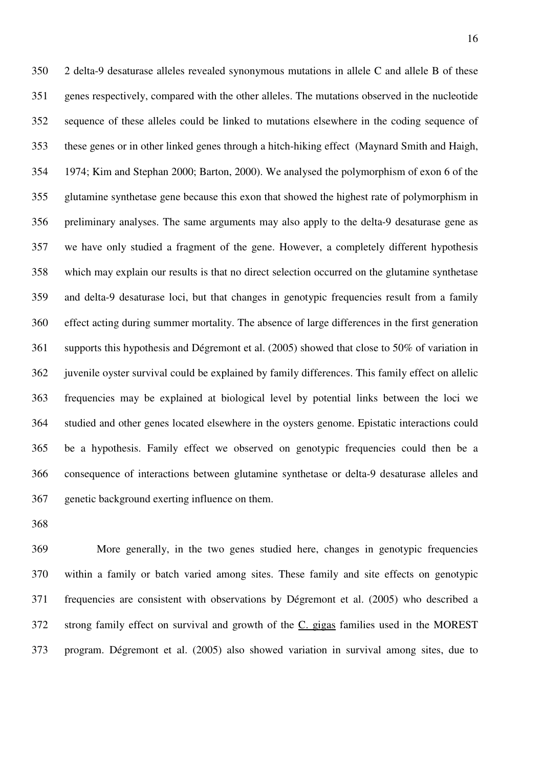2 delta-9 desaturase alleles revealed synonymous mutations in allele C and allele B of these genes respectively, compared with the other alleles. The mutations observed in the nucleotide sequence of these alleles could be linked to mutations elsewhere in the coding sequence of these genes or in other linked genes through a hitch-hiking effect (Maynard Smith and Haigh, 1974; Kim and Stephan 2000; Barton, 2000). We analysed the polymorphism of exon 6 of the glutamine synthetase gene because this exon that showed the highest rate of polymorphism in preliminary analyses. The same arguments may also apply to the delta-9 desaturase gene as we have only studied a fragment of the gene. However, a completely different hypothesis which may explain our results is that no direct selection occurred on the glutamine synthetase and delta-9 desaturase loci, but that changes in genotypic frequencies result from a family effect acting during summer mortality. The absence of large differences in the first generation supports this hypothesis and Dégremont et al. (2005) showed that close to 50% of variation in juvenile oyster survival could be explained by family differences. This family effect on allelic frequencies may be explained at biological level by potential links between the loci we studied and other genes located elsewhere in the oysters genome. Epistatic interactions could be a hypothesis. Family effect we observed on genotypic frequencies could then be a consequence of interactions between glutamine synthetase or delta-9 desaturase alleles and genetic background exerting influence on them.

More generally, in the two genes studied here, changes in genotypic frequencies within a family or batch varied among sites. These family and site effects on genotypic frequencies are consistent with observations by Dégremont et al. (2005) who described a strong family effect on survival and growth of the C. gigas families used in the MOREST program. Dégremont et al. (2005) also showed variation in survival among sites, due to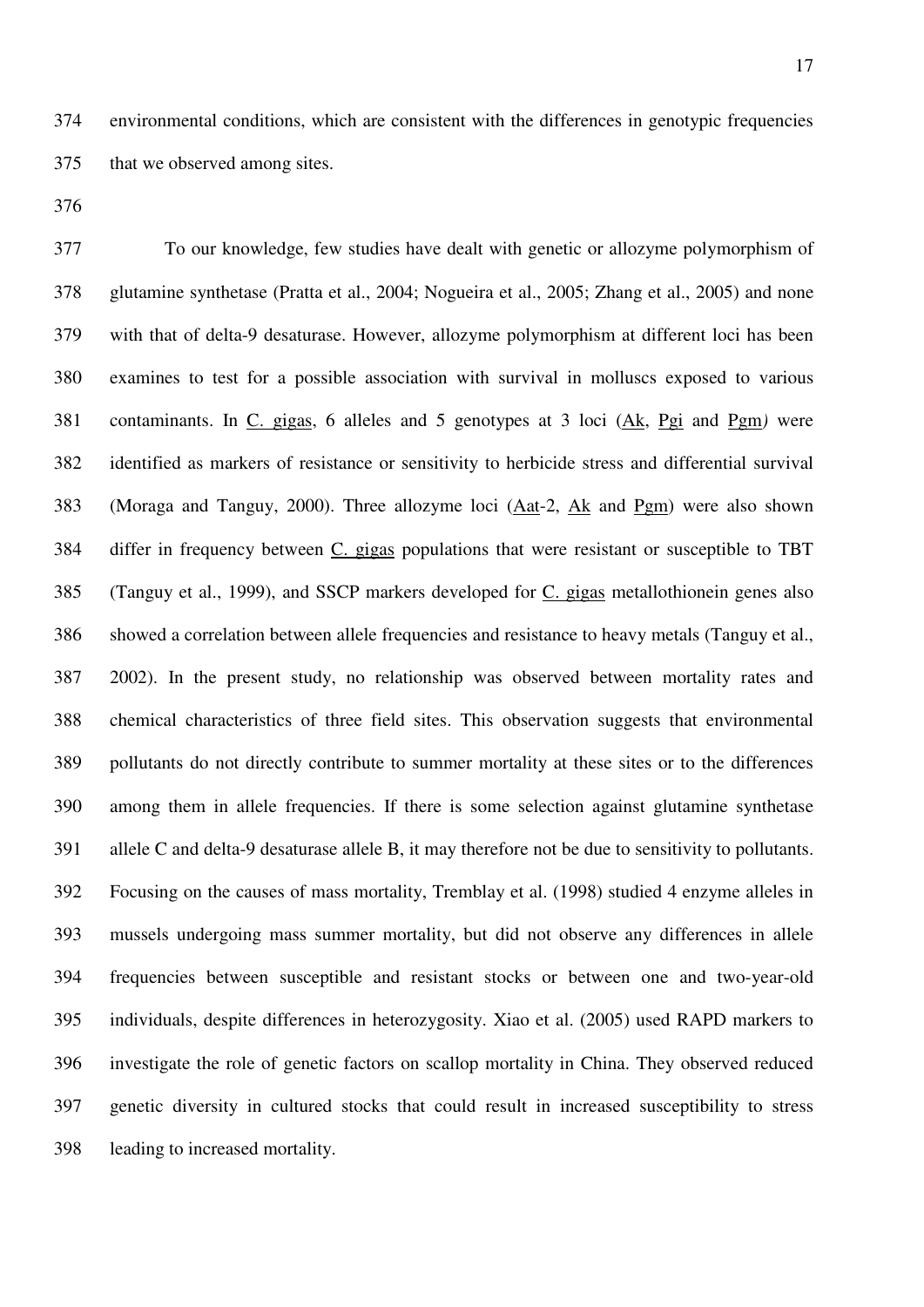environmental conditions, which are consistent with the differences in genotypic frequencies that we observed among sites.

To our knowledge, few studies have dealt with genetic or allozyme polymorphism of glutamine synthetase (Pratta et al., 2004; Nogueira et al., 2005; Zhang et al., 2005) and none with that of delta-9 desaturase. However, allozyme polymorphism at different loci has been examines to test for a possible association with survival in molluscs exposed to various contaminants. In C. gigas, 6 alleles and 5 genotypes at 3 loci (Ak, Pgi and Pgm) were identified as markers of resistance or sensitivity to herbicide stress and differential survival (Moraga and Tanguy, 2000). Three allozyme loci (Aat-2, Ak and Pgm) were also shown differ in frequency between C. gigas populations that were resistant or susceptible to TBT (Tanguy et al., 1999), and SSCP markers developed for C. gigas metallothionein genes also showed a correlation between allele frequencies and resistance to heavy metals (Tanguy et al., 2002). In the present study, no relationship was observed between mortality rates and chemical characteristics of three field sites. This observation suggests that environmental pollutants do not directly contribute to summer mortality at these sites or to the differences among them in allele frequencies. If there is some selection against glutamine synthetase allele C and delta-9 desaturase allele B, it may therefore not be due to sensitivity to pollutants. Focusing on the causes of mass mortality, Tremblay et al. (1998) studied 4 enzyme alleles in mussels undergoing mass summer mortality, but did not observe any differences in allele frequencies between susceptible and resistant stocks or between one and two-year-old individuals, despite differences in heterozygosity. Xiao et al. (2005) used RAPD markers to investigate the role of genetic factors on scallop mortality in China. They observed reduced genetic diversity in cultured stocks that could result in increased susceptibility to stress leading to increased mortality.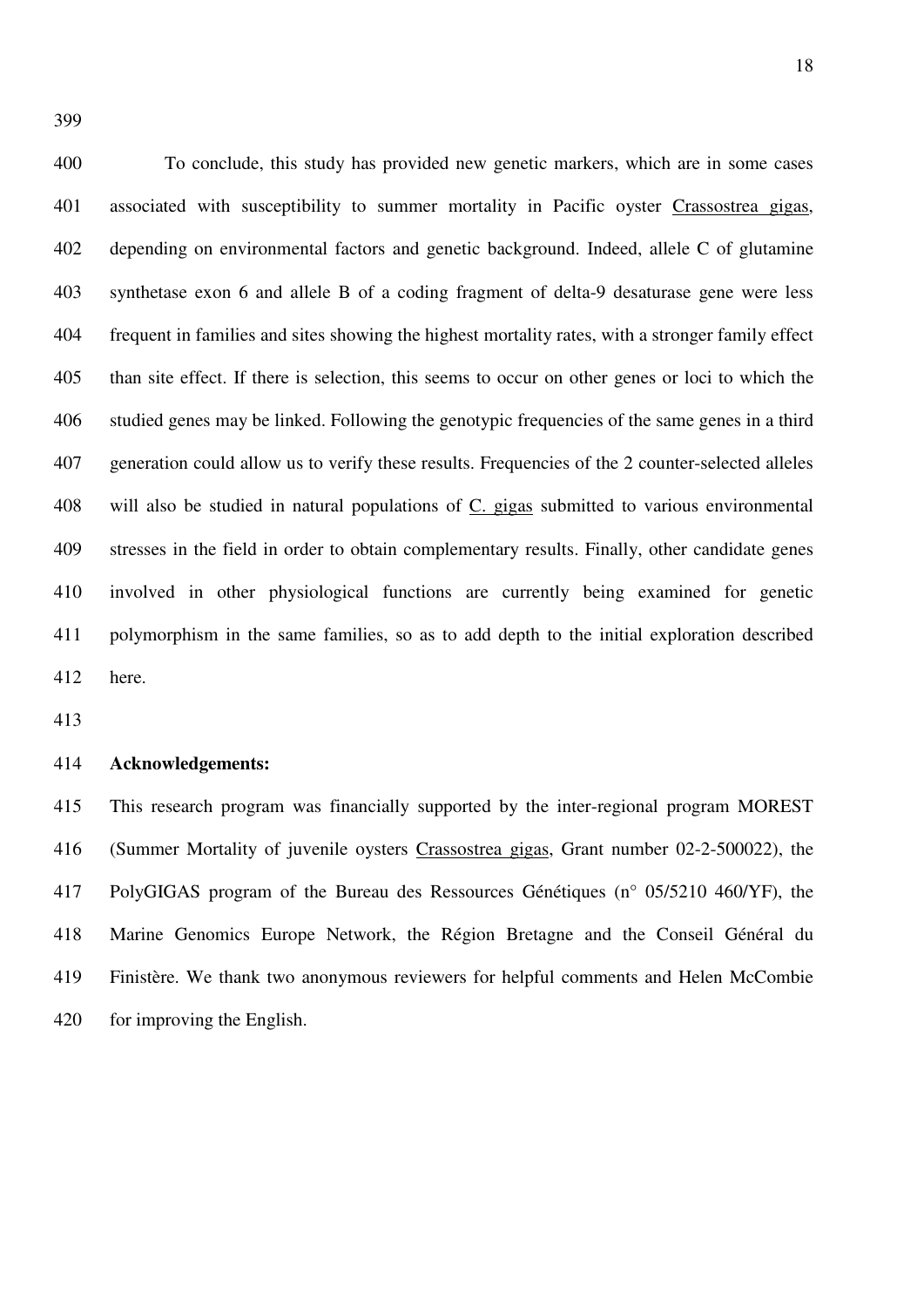To conclude, this study has provided new genetic markers, which are in some cases associated with susceptibility to summer mortality in Pacific oyster *Crassostrea gigas*, depending on environmental factors and genetic background. Indeed, allele C of glutamine synthetase exon 6 and allele B of a coding fragment of delta-9 desaturase gene were less frequent in families and sites showing the highest mortality rates, with a stronger family effect than site effect. If there is selection, this seems to occur on other genes or loci to which the studied genes may be linked. Following the genotypic frequencies of the same genes in a third generation could allow us to verify these results. Frequencies of the 2 counter-selected alleles will also be studied in natural populations of *C. gigas* submitted to various environmental stresses in the field in order to obtain complementary results. Finally, other candidate genes involved in other physiological functions are currently being examined for genetic polymorphism in the same families, so as to add depth to the initial exploration described here.

**Acknowledgements:**

This research program was financially supported by the inter-regional program MOREST (Summer Mortality of juvenile oysters *Crassostrea gigas*, Grant number 02-2-500022), the PolyGIGAS program of the Bureau des Ressources Génétiques (n° 05/5210 460/YF), the Marine Genomics Europe Network, the Région Bretagne and the Conseil Général du Finistère. We thank two anonymous reviewers for helpful comments and Helen McCombie for improving the English.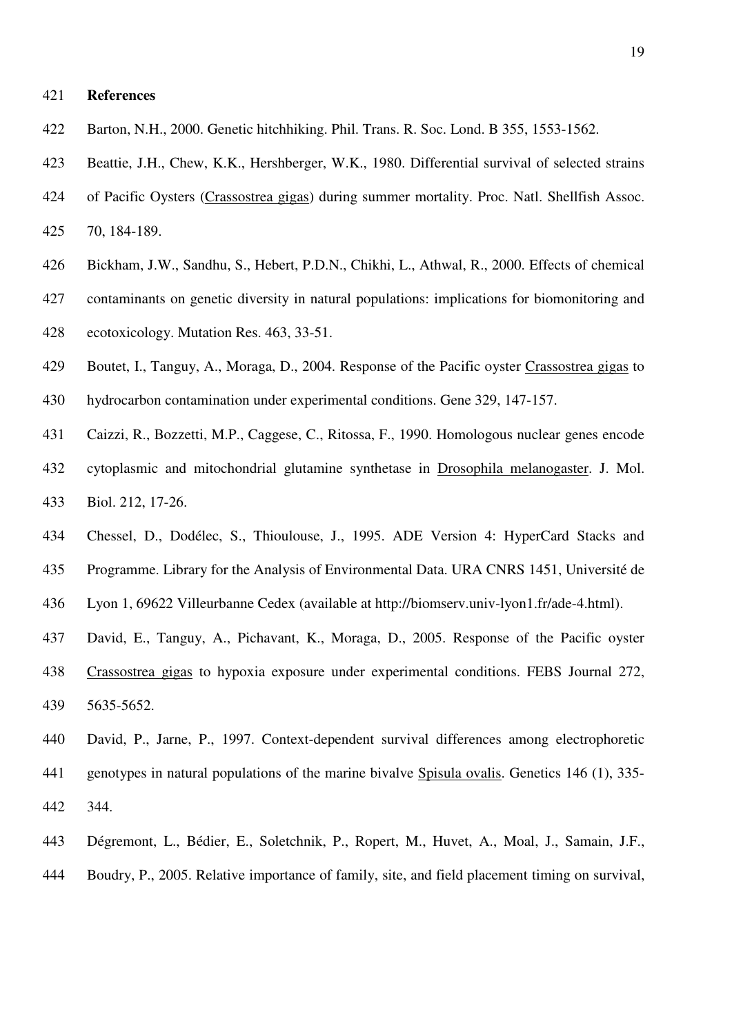## References

Barton, N.H., 2000. Genetic hitchhiking. Phil. Trans. R. Soc. Lond. B 355, 1553-1562.

Beattie, J.H., Chew, K.K., Hershberger, W.K., 1980. Differential survival of selected strains of Pacific Oysters (Crassostrea gigas) during summer mortality. Proc. Natl. Shellfish Assoc. 70, 184-189.

Bickham, J.W., Sandhu, S., Hebert, P.D.N., Chikhi, L., Athwal, R., 2000. Effects of chemical contaminants on genetic diversity in natural populations: implications for biomonitoring and ecotoxicology. Mutation Res. 463, 33-51.

Boutet, I., Tanguy, A., Moraga, D., 2004. Response of the Pacific oyster Crassostrea gigas to hydrocarbon contamination under experimental conditions. Gene 329, 147-157.

Caizzi, R., Bozzetti, M.P., Caggese, C., Ritossa, F., 1990. Homologous nuclear genes encode cytoplasmic and mitochondrial glutamine synthetase in Drosophila melanogaster. J. Mol. Biol. 212, 17-26.

Chessel, D., Dodélec, S., Thioulouse, J., 1995. ADE Version 4: HyperCard Stacks and Programme. Library for the Analysis of Environmental Data. URA CNRS 1451, Université de Lyon 1, 69622 Villeurbanne Cedex (available at http://biomserv.univ-lyon1.fr/ade-4.html).

David, E., Tanguy, A., Pichavant, K., Moraga, D., 2005. Response of the Pacific oyster Crassostrea gigas to hypoxia exposure under experimental conditions. FEBS Journal 272, 5635-5652.

David, P., Jarne, P., 1997. Context-dependent survival differences among electrophoretic genotypes in natural populations of the marine bivalve Spisula ovalis. Genetics 146 (1), 335-344.

Dégremont, L., Bédier, E., Soletchnik, P., Ropert, M., Huvet, A., Moal, J., Samain, J.F., Boudry, P., 2005. Relative importance of family, site, and field placement timing on survival,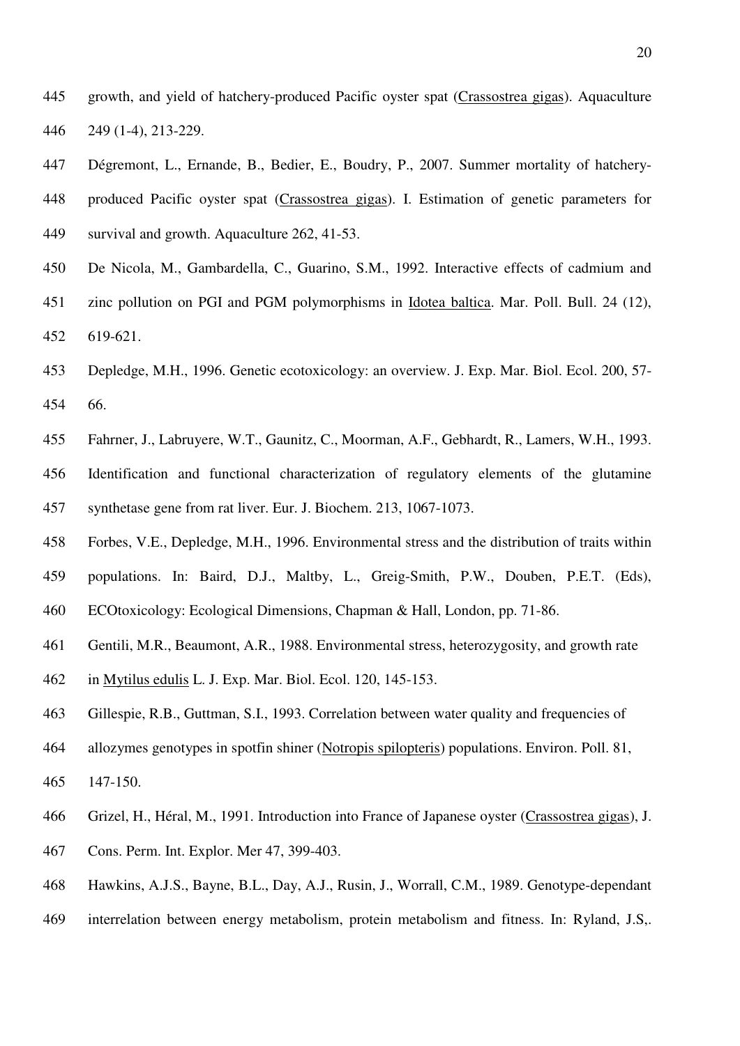growth, and yield of hatchery-produced Pacific oyster spat (Crassostrea gigas). Aquaculture 249 (1-4), 213-229.

Dégremont, L., Ernande, B., Bedier, E., Boudry, P., 2007. Summer mortality of hatchery-produced Pacific oyster spat (Crassostrea gigas). I. Estimation of genetic parameters for survival and growth. Aquaculture 262, 41-53.

De Nicola, M., Gambardella, C., Guarino, S.M., 1992. Interactive effects of cadmium and zinc pollution on PGI and PGM polymorphisms in Idotea baltica. Mar. Poll. Bull. 24 (12), 619-621.

Depledge, M.H., 1996. Genetic ecotoxicology: an overview. J. Exp. Mar. Biol. Ecol. 200, 57-66.

Fahrner, J., Labruyere, W.T., Gaunitz, C., Moorman, A.F., Gebhardt, R., Lamers, W.H., 1993. Identification and functional characterization of regulatory elements of the glutamine synthetase gene from rat liver. Eur. J. Biochem. 213, 1067-1073.

Forbes, V.E., Depledge, M.H., 1996. Environmental stress and the distribution of traits within populations. In: Baird, D.J., Maltby, L., Greig-Smith, P.W., Douben, P.E.T. (Eds), ECOtoxicology: Ecological Dimensions, Chapman & Hall, London, pp. 71-86.

Gentili, M.R., Beaumont, A.R., 1988. Environmental stress, heterozygosity, and growth rate in Mytilus edulis L. J. Exp. Mar. Biol. Ecol. 120, 145-153.

Gillespie, R.B., Guttman, S.I., 1993. Correlation between water quality and frequencies of allozymes genotypes in spotfin shiner (Notropis spilopteris) populations. Environ. Poll. 81, 147-150.

Grizel, H., Héral, M., 1991. Introduction into France of Japanese oyster (Crassostrea gigas), J. Cons. Perm. Int. Explor. Mer 47, 399-403.

Hawkins, A.J.S., Bayne, B.L., Day, A.J., Rusin, J., Worrall, C.M., 1989. Genotype-dependant interrelation between energy metabolism, protein metabolism and fitness. In: Ryland, J.S,.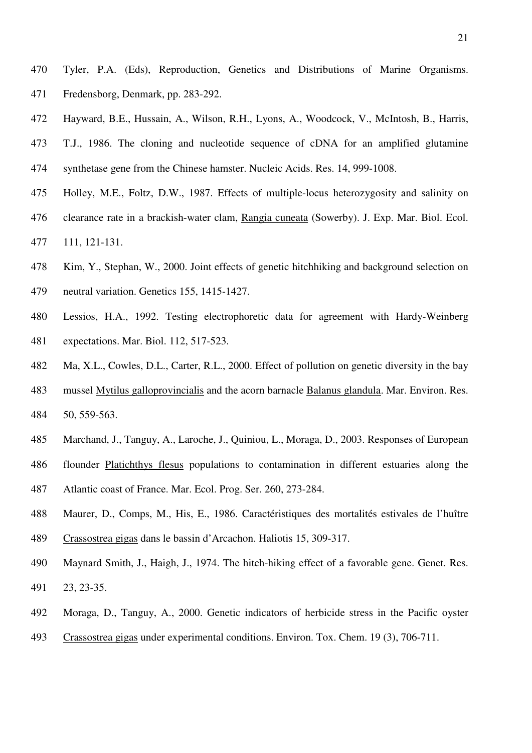Tyler, P.A. (Eds), Reproduction, Genetics and Distributions of Marine Organisms. Fredensborg, Denmark, pp. 283-292.

Hayward, B.E., Hussain, A., Wilson, R.H., Lyons, A., Woodcock, V., McIntosh, B., Harris, T.J., 1986. The cloning and nucleotide sequence of cDNA for an amplified glutamine synthetase gene from the Chinese hamster. Nucleic Acids. Res. 14, 999-1008.

Holley, M.E., Foltz, D.W., 1987. Effects of multiple-locus heterozygosity and salinity on clearance rate in a brackish-water clam, Rangia cuneata (Sowerby). J. Exp. Mar. Biol. Ecol. 111, 121-131.

Kim, Y., Stephan, W., 2000. Joint effects of genetic hitchhiking and background selection on neutral variation. Genetics 155, 1415-1427.

Lessios, H.A., 1992. Testing electrophoretic data for agreement with Hardy-Weinberg expectations. Mar. Biol. 112, 517-523.

Ma, X.L., Cowles, D.L., Carter, R.L., 2000. Effect of pollution on genetic diversity in the bay mussel Mytilus galloprovincialis and the acorn barnacle Balanus glandula. Mar. Environ. Res. 50, 559-563.

Marchand, J., Tanguy, A., Laroche, J., Quiniou, L., Moraga, D., 2003. Responses of European flounder Platichthys flesus populations to contamination in different estuaries along the Atlantic coast of France. Mar. Ecol. Prog. Ser. 260, 273-284.

Maurer, D., Comps, M., His, E., 1986. Caractéristiques des mortalités estivales de l'huître Crassostrea gigas dans le bassin d'Arcachon. Haliotis 15, 309-317.

Maynard Smith, J., Haigh, J., 1974. The hitch-hiking effect of a favorable gene. Genet. Res. 23, 23-35.

Moraga, D., Tanguy, A., 2000. Genetic indicators of herbicide stress in the Pacific oyster Crassostrea gigas under experimental conditions. Environ. Tox. Chem. 19 (3), 706-711.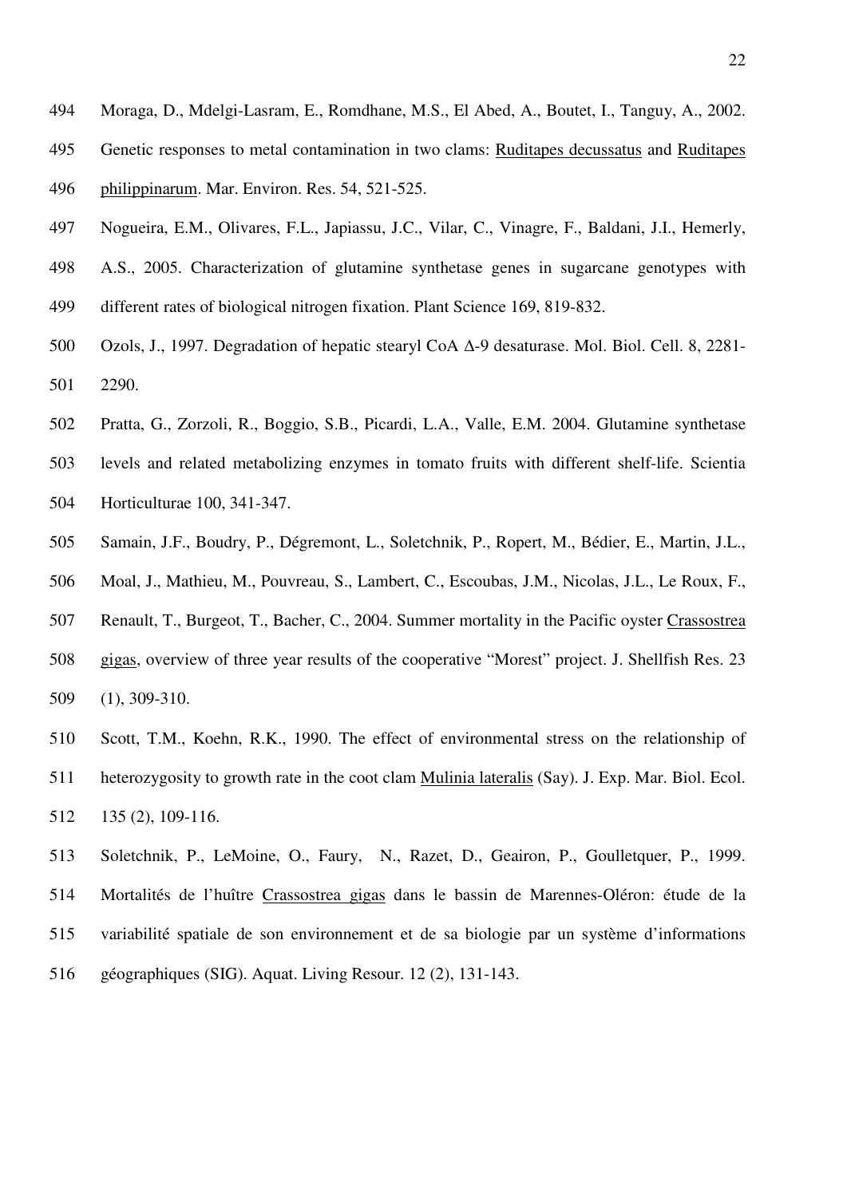Moraga, D., Mdelgi-Lasram, E., Romdhane, M.S., El Abed, A., Boutet, I., Tanguy, A., 2002. Genetic responses to metal contamination in two clams: Ruditapes decussatus and Ruditapes philippinarum. Mar. Environ. Res. 54, 521-525.

Nogueira, E.M., Olivares, F.L., Japiassu, J.C., Vilar, C., Vinagre, F., Baldani, J.I., Hemerly, A.S., 2005. Characterization of glutamine synthetase genes in sugarcane genotypes with different rates of biological nitrogen fixation. Plant Science 169, 819-832.

Ozols, J., 1997. Degradation of hepatic stearyl CoA $\Delta$-9 desaturase. Mol. Biol. Cell. 8, 2281-2290.

Pratta, G., Zorzoli, R., Boggio, S.B., Picardi, L.A., Valle, E.M. 2004. Glutamine synthetase levels and related metabolizing enzymes in tomato fruits with different shelf-life. Scientia Horticulturae 100, 341-347.

Samain, J.F., Boudry, P., Dégremont, L., Soletchnik, P., Ropert, M., Bédier, E., Martin, J.L., Moal, J., Mathieu, M., Pouvreau, S., Lambert, C., Escoubas, J.M., Nicolas, J.L., Le Roux, F., Renault, T., Burgeot, T., Bacher, C., 2004. Summer mortality in the Pacific oyster Crassostrea gigas, overview of three year results of the cooperative "Morest" project. J. Shellfish Res. 23 (1), 309-310.

Scott, T.M., Koehn, R.K., 1990. The effect of environmental stress on the relationship of heterozygosity to growth rate in the coot clam Mulinia lateralis (Say). J. Exp. Mar. Biol. Ecol. 135 (2), 109-116.

Soletchnik, P., LeMoine, O., Faury, N., Razet, D., Geairon, P., Goulletquer, P., 1999. Mortalités de l'huître Crassostrea gigas dans le bassin de Marennes-Oléron: étude de la variabilité spatiale de son environnement et de sa biologie par un système d'informations géographiques (SIG). Aquat. Living Resour. 12 (2), 131-143.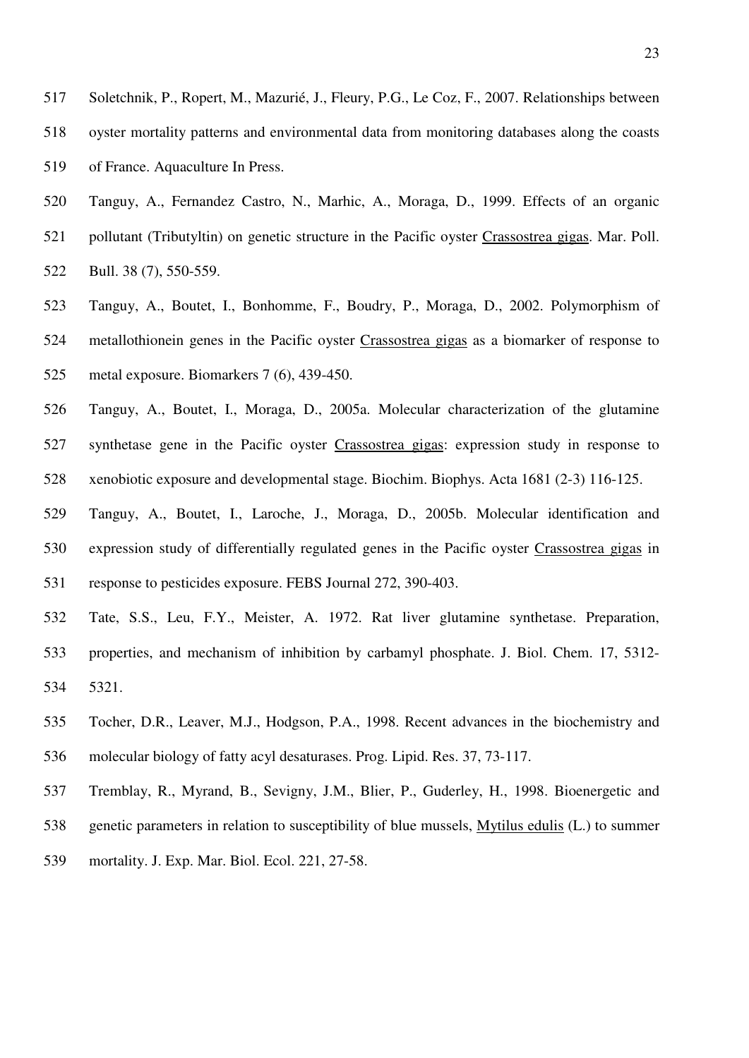Soletchnik, P., Ropert, M., Mazurié, J., Fleury, P.G., Le Coz, F., 2007. Relationships between oyster mortality patterns and environmental data from monitoring databases along the coasts of France. Aquaculture In Press.

Tanguy, A., Fernandez Castro, N., Marhic, A., Moraga, D., 1999. Effects of an organic pollutant (Tributyltin) on genetic structure in the Pacific oyster Crassostrea gigas. Mar. Poll. Bull. 38 (7), 550-559.

Tanguy, A., Boutet, I., Bonhomme, F., Boudry, P., Moraga, D., 2002. Polymorphism of metallothionein genes in the Pacific oyster Crassostrea gigas as a biomarker of response to metal exposure. Biomarkers 7 (6), 439-450.

Tanguy, A., Boutet, I., Moraga, D., 2005a. Molecular characterization of the glutamine synthetase gene in the Pacific oyster Crassostrea gigas: expression study in response to xenobiotic exposure and developmental stage. Biochim. Biophys. Acta 1681 (2-3) 116-125.

Tanguy, A., Boutet, I., Laroche, J., Moraga, D., 2005b. Molecular identification and expression study of differentially regulated genes in the Pacific oyster Crassostrea gigas in response to pesticides exposure. FEBS Journal 272, 390-403.

Tate, S.S., Leu, F.Y., Meister, A. 1972. Rat liver glutamine synthetase. Preparation, properties, and mechanism of inhibition by carbamyl phosphate. J. Biol. Chem. 17, 5312-5321.

Tocher, D.R., Leaver, M.J., Hodgson, P.A., 1998. Recent advances in the biochemistry and molecular biology of fatty acyl desaturases. Prog. Lipid. Res. 37, 73-117.

Tremblay, R., Myrand, B., Sevigny, J.M., Blier, P., Guderley, H., 1998. Bioenergetic and genetic parameters in relation to susceptibility of blue mussels, Mytilus edulis (L.) to summer mortality. J. Exp. Mar. Biol. Ecol. 221, 27-58.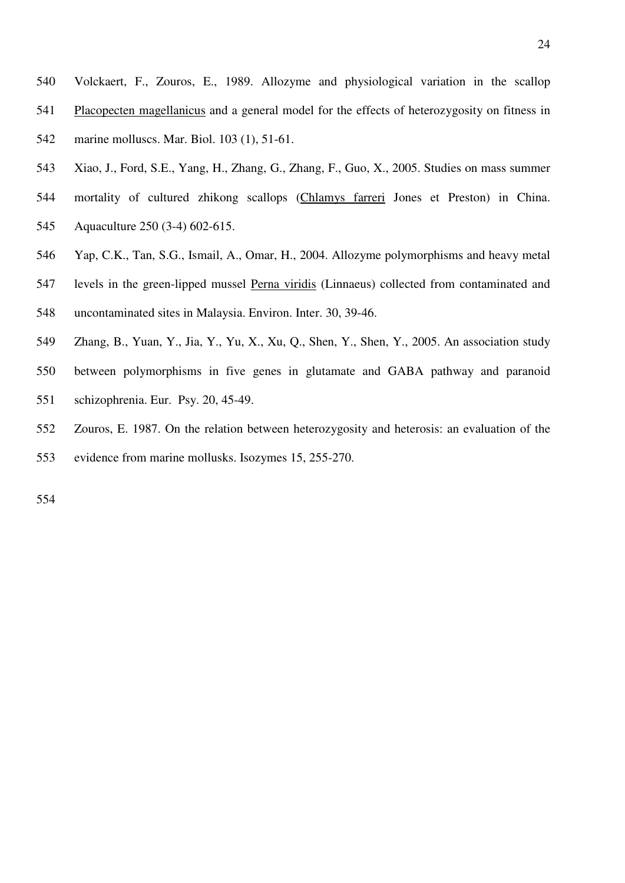Volckaert, F., Zouros, E., 1989. Allozyme and physiological variation in the scallop Placopecten magellanicus and a general model for the effects of heterozygosity on fitness in marine molluscs. Mar. Biol. 103 (1), 51-61.

Xiao, J., Ford, S.E., Yang, H., Zhang, G., Zhang, F., Guo, X., 2005. Studies on mass summer mortality of cultured zhikong scallops (Chlamys farreri Jones et Preston) in China. Aquaculture 250 (3-4) 602-615.

Yap, C.K., Tan, S.G., Ismail, A., Omar, H., 2004. Allozyme polymorphisms and heavy metal levels in the green-lipped mussel Perna viridis (Linnaeus) collected from contaminated and uncontaminated sites in Malaysia. Environ. Inter. 30, 39-46.

Zhang, B., Yuan, Y., Jia, Y., Yu, X., Xu, Q., Shen, Y., Shen, Y., 2005. An association study between polymorphisms in five genes in glutamate and GABA pathway and paranoid schizophrenia. Eur. Psy. 20, 45-49.

Zouros, E. 1987. On the relation between heterozygosity and heterosis: an evaluation of the evidence from marine mollusks. Isozymes 15, 255-270.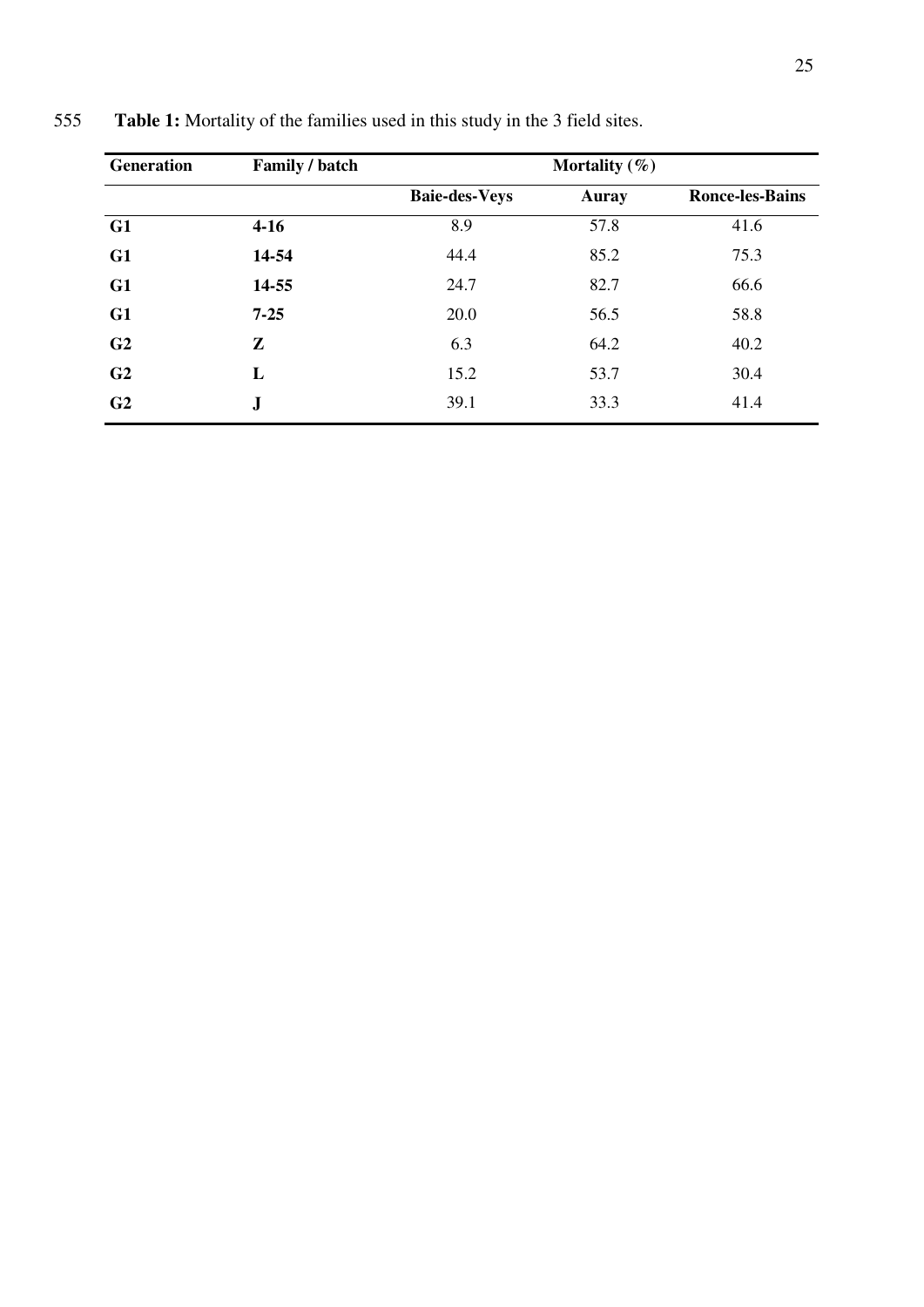**Table 1:** Mortality of the families used in this study in the 3 field sites.

| Generation | Family / batch | Mortality (%) | | |
|---|---|---|---|---|
| | | **Baie-des-Veys** | **Auray** | **Ronce-les-Bains** |
| **G1** | **4-16** | 8.9 | 57.8 | 41.6 |
| **G1** | **14-54** | 44.4 | 85.2 | 75.3 |
| **G1** | **14-55** | 24.7 | 82.7 | 66.6 |
| **G1** | **7-25** | 20.0 | 56.5 | 58.8 |
| **G2** | **Z** | 6.3 | 64.2 | 40.2 |
| **G2** | **L** | 15.2 | 53.7 | 30.4 |
| **G2** | **J** | 39.1 | 33.3 | 41.4 |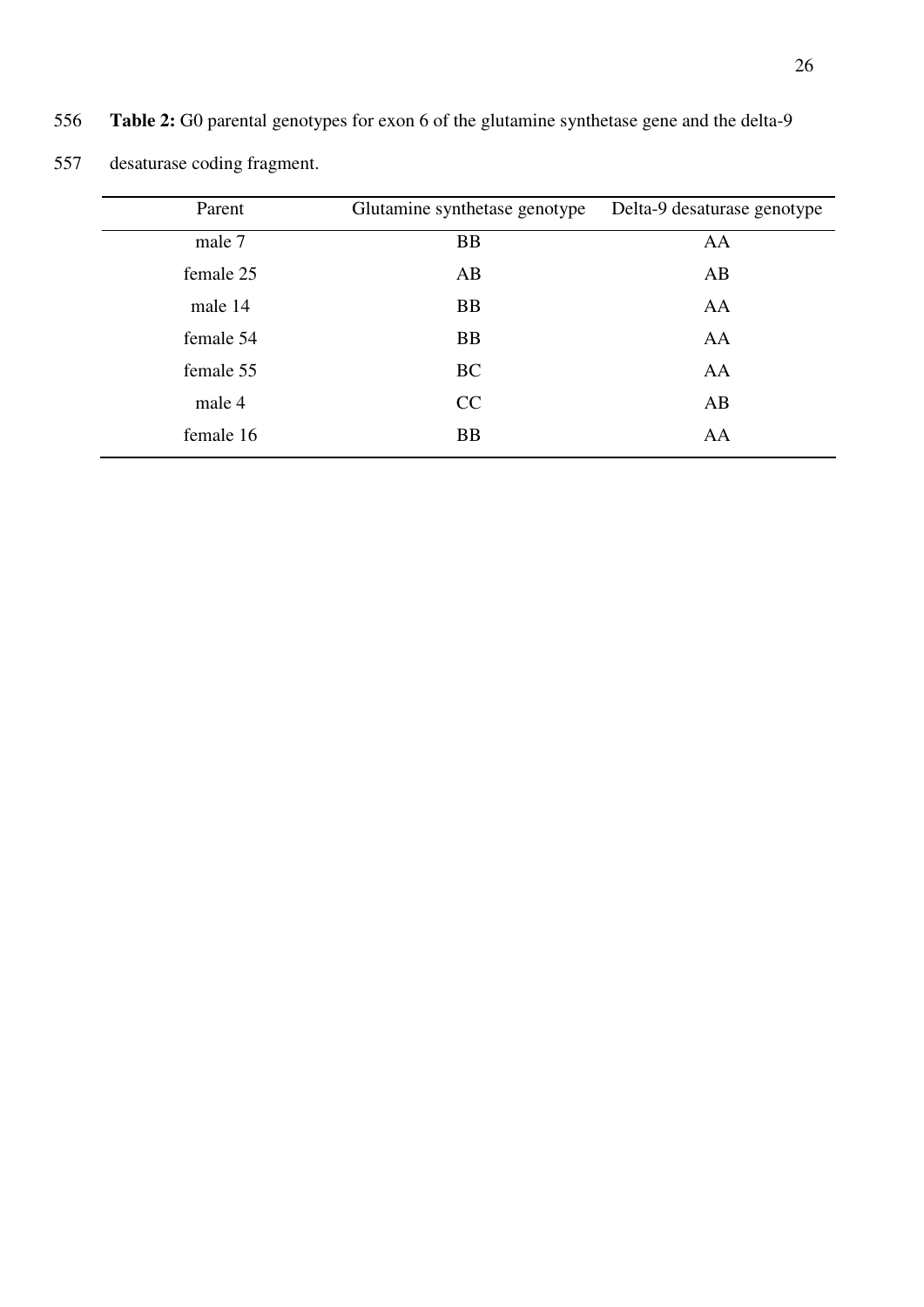**Table 2:** G0 parental genotypes for exon 6 of the glutamine synthetase gene and the delta-9 desaturase coding fragment.

| Parent | Glutamine synthetase genotype | Delta-9 desaturase genotype |
|---|---|---|
| male 7 | BB | AA |
| female 25 | AB | AB |
| male 14 | BB | AA |
| female 54 | BB | AA |
| female 55 | BC | AA |
| male 4 | CC | AB |
| female 16 | BB | AA |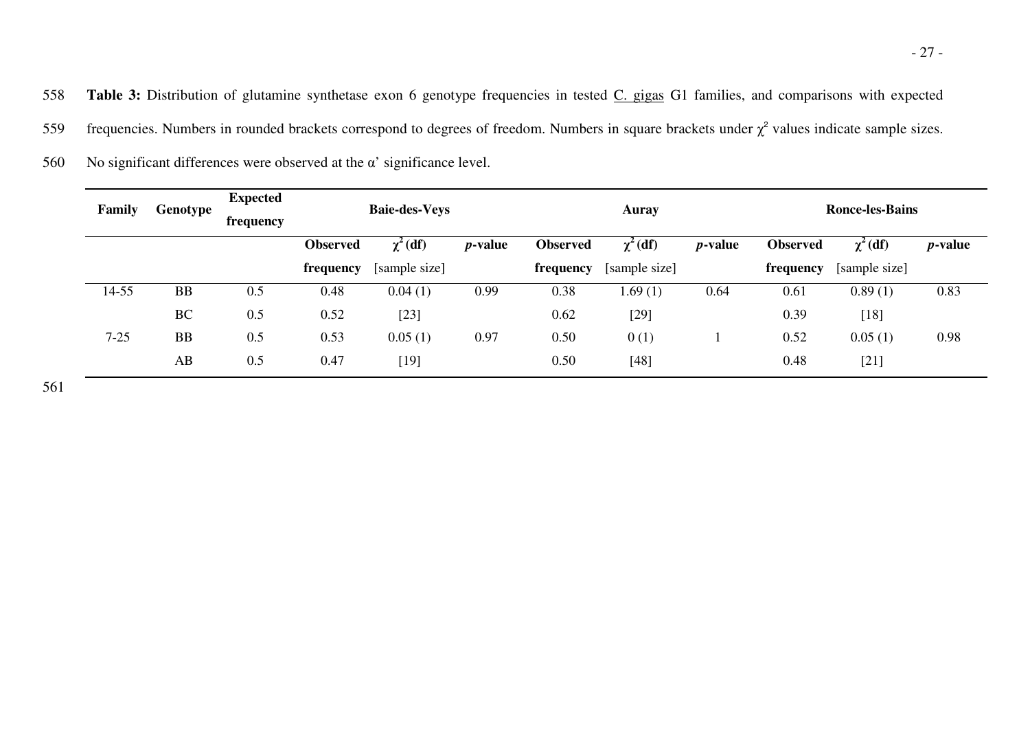**Table 3:** Distribution of glutamine synthetase exon 6 genotype frequencies in tested C. gigas G1 families, and comparisons with expected frequencies. Numbers in rounded brackets correspond to degrees of freedom. Numbers in square brackets under $\chi^2$ values indicate sample sizes. No significant differences were observed at the α' significance level.

| Family | Genotype | Expected frequency | Baie-des-Veys | | | Auray | | | Ronce-les-Bains | | |
|---|---|---|---|---|---|---|---|---|---|---|---|
| | | | Observed frequency | $\chi^2$ (df) [sample size] | *p*-value | Observed frequency | $\chi^2$ (df) [sample size] | *p*-value | Observed frequency | $\chi^2$ (df) [sample size] | *p*-value |
| 14-55 | BB | 0.5 | 0.48 | 0.04 (1) | 0.99 | 0.38 | 1.69 (1) | 0.64 | 0.61 | 0.89 (1) | 0.83 |
| | BC | 0.5 | 0.52 | [23] | | 0.62 | [29] | | 0.39 | [18] | |
| 7-25 | BB | 0.5 | 0.53 | 0.05 (1) | 0.97 | 0.50 | 0 (1) | 1 | 0.52 | 0.05 (1) | 0.98 |
| | AB | 0.5 | 0.47 | [19] | | 0.50 | [48] | | 0.48 | [21] | |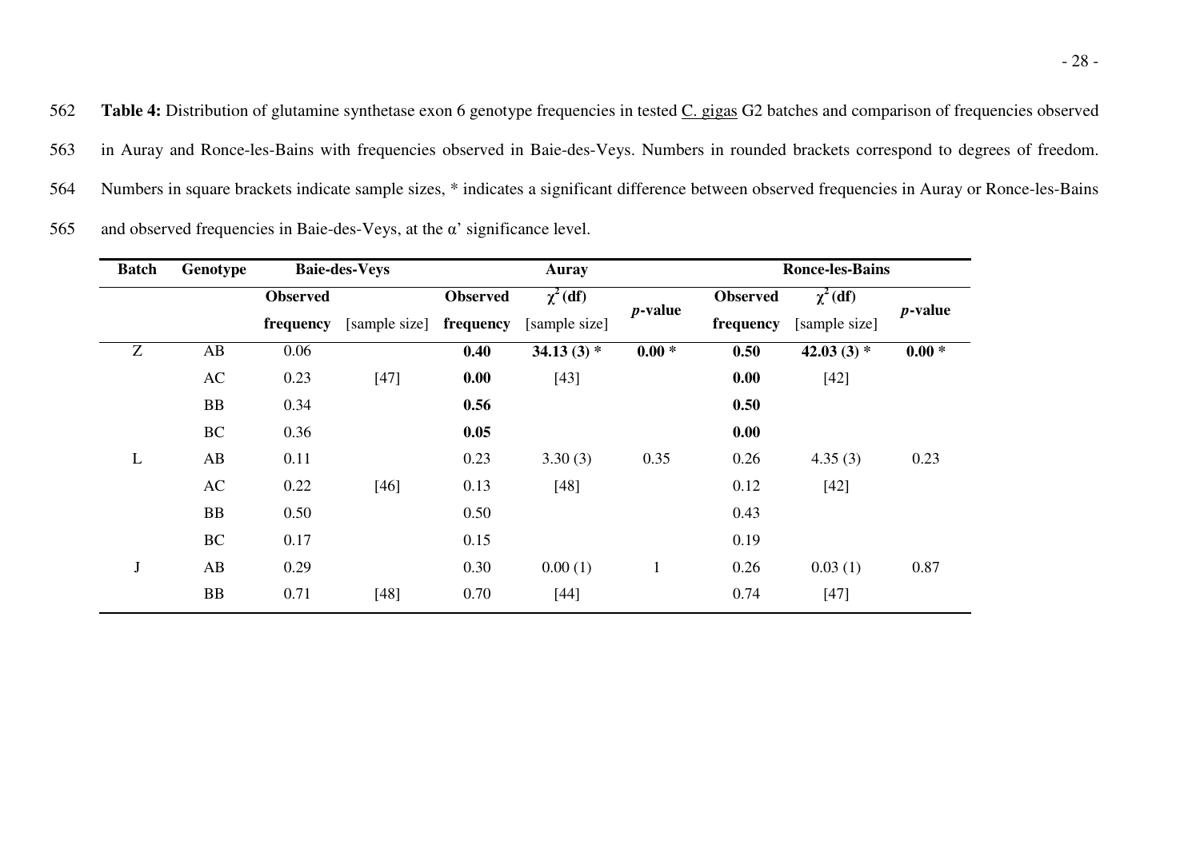**Table 4:** Distribution of glutamine synthetase exon 6 genotype frequencies in tested C. gigas G2 batches and comparison of frequencies observed in Auray and Ronce-les-Bains with frequencies observed in Baie-des-Veys. Numbers in rounded brackets correspond to degrees of freedom. Numbers in square brackets indicate sample sizes, * indicates a significant difference between observed frequencies in Auray or Ronce-les-Bains and observed frequencies in Baie-des-Veys, at the α' significance level.

| Batch | Genotype | Baie-des-Veys | | Auray | | | Ronce-les-Bains | | |
|---|---|---|---|---|---|---|---|---|---|
| | | Observed frequency | [sample size] | Observed frequency | $\chi^2$ (df) [sample size] | *p*-value | Observed frequency | $\chi^2$ (df) [sample size] | *p*-value |
| Z | AB | 0.06 | | **0.40** | **34.13 (3) *** | **0.00 *** | **0.50** | **42.03 (3) *** | **0.00 *** |
| | AC | 0.23 | [47] | **0.00** | [43] | | **0.00** | [42] | |
| | BB | 0.34 | | **0.56** | | | **0.50** | | |
| | BC | 0.36 | | **0.05** | | | **0.00** | | |
| L | AB | 0.11 | | 0.23 | 3.30 (3) | 0.35 | 0.26 | 4.35 (3) | 0.23 |
| | AC | 0.22 | [46] | 0.13 | [48] | | 0.12 | [42] | |
| | BB | 0.50 | | 0.50 | | | 0.43 | | |
| | BC | 0.17 | | 0.15 | | | 0.19 | | |
| J | AB | 0.29 | | 0.30 | 0.00 (1) | 1 | 0.26 | 0.03 (1) | 0.87 |
| | BB | 0.71 | [48] | 0.70 | [44] | | 0.74 | [47] | |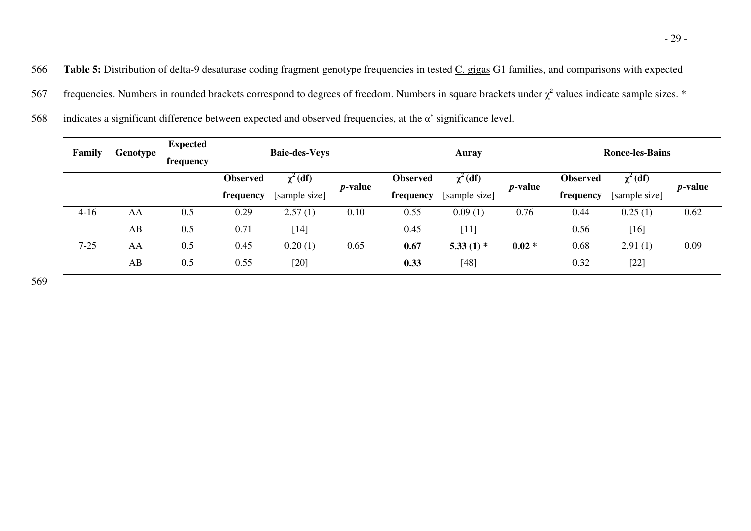**Table 5:** Distribution of delta-9 desaturase coding fragment genotype frequencies in tested C. gigas G1 families, and comparisons with expected frequencies. Numbers in rounded brackets correspond to degrees of freedom. Numbers in square brackets under $\chi^2$ values indicate sample sizes. * indicates a significant difference between expected and observed frequencies, at the α' significance level.

| Family | Genotype | Expected frequency | Baie-des-Veys | | | Auray | | | Ronce-les-Bains | | |
|---|---|---|---|---|---|---|---|---|---|---|---|
| | | | **Observed frequency** | $\chi^2$ **(df)** [sample size] | ***p*-value** | **Observed frequency** | $\chi^2$ **(df)** [sample size] | ***p*-value** | **Observed frequency** | $\chi^2$ **(df)** [sample size] | ***p*-value** |
| 4-16 | AA | 0.5 | 0.29 | 2.57 (1) | 0.10 | 0.55 | 0.09 (1) | 0.76 | 0.44 | 0.25 (1) | 0.62 |
| | AB | 0.5 | 0.71 | [14] | | 0.45 | [11] | | 0.56 | [16] | |
| 7-25 | AA | 0.5 | 0.45 | 0.20 (1) | 0.65 | **0.67** | **5.33 (1) *** | **0.02 *** | 0.68 | 2.91 (1) | 0.09 |
| | AB | 0.5 | 0.55 | [20] | | **0.33** | [48] | | 0.32 | [22] | |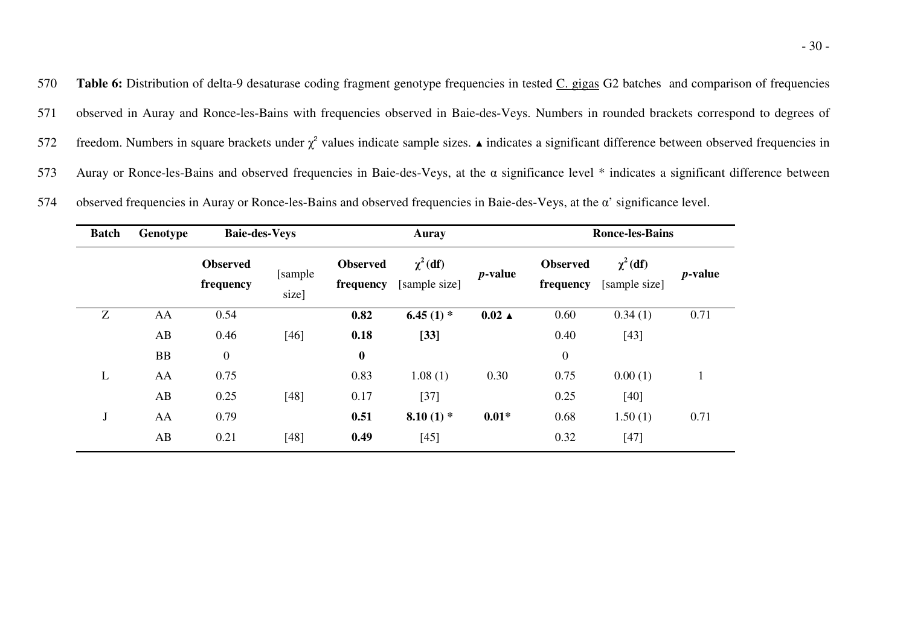**Table 6:** Distribution of delta-9 desaturase coding fragment genotype frequencies in tested C. gigas G2 batches and comparison of frequencies observed in Auray and Ronce-les-Bains with frequencies observed in Baie-des-Veys. Numbers in rounded brackets correspond to degrees of freedom. Numbers in square brackets under $\chi^2$ values indicate sample sizes. ▲ indicates a significant difference between observed frequencies in Auray or Ronce-les-Bains and observed frequencies in Baie-des-Veys, at the α significance level * indicates a significant difference between observed frequencies in Auray or Ronce-les-Bains and observed frequencies in Baie-des-Veys, at the α' significance level.

| Batch | Genotype | Baie-des-Veys | | Auray | | | Ronce-les-Bains | | |
|---|---|---|---|---|---|---|---|---|---|
| | | **Observed frequency** | [sample size] | **Observed frequency** | **$\chi^2$ (df)** [sample size] | ***p*-value** | **Observed frequency** | **$\chi^2$ (df)** [sample size] | ***p*-value** |
| Z | AA | 0.54 | | **0.82** | **6.45 (1) *** | **0.02 ▲** | 0.60 | 0.34 (1) | 0.71 |
| | AB | 0.46 | [46] | **0.18** | **[33]** | | 0.40 | [43] | |
| | BB | 0 | | **0** | | | 0 | | |
| L | AA | 0.75 | | 0.83 | 1.08 (1) | 0.30 | 0.75 | 0.00 (1) | 1 |
| | AB | 0.25 | [48] | 0.17 | [37] | | 0.25 | [40] | |
| J | AA | 0.79 | | **0.51** | **8.10 (1) *** | **0.01*** | 0.68 | 1.50 (1) | 0.71 |
| | AB | 0.21 | [48] | **0.49** | [45] | | 0.32 | [47] | |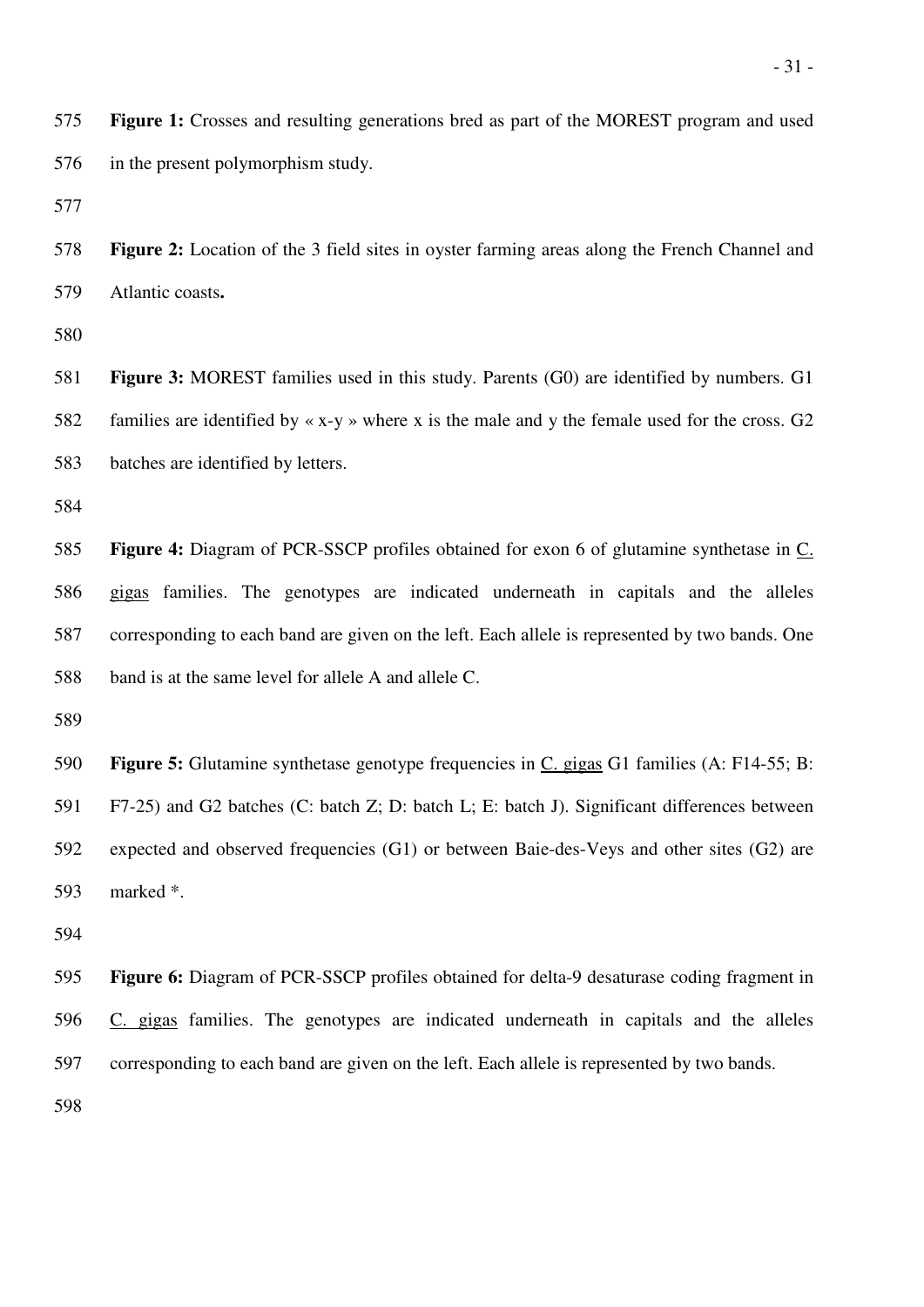**Figure 1:** Crosses and resulting generations bred as part of the MOREST program and used in the present polymorphism study.

**Figure 2:** Location of the 3 field sites in oyster farming areas along the French Channel and Atlantic coasts**.**

**Figure 3:** MOREST families used in this study. Parents (G0) are identified by numbers. G1 families are identified by « x-y » where x is the male and y the female used for the cross. G2 batches are identified by letters.

**Figure 4:** Diagram of PCR-SSCP profiles obtained for exon 6 of glutamine synthetase in C. gigas families. The genotypes are indicated underneath in capitals and the alleles corresponding to each band are given on the left. Each allele is represented by two bands. One band is at the same level for allele A and allele C.

**Figure 5:** Glutamine synthetase genotype frequencies in C. gigas G1 families (A: F14-55; B: F7-25) and G2 batches (C: batch Z; D: batch L; E: batch J). Significant differences between expected and observed frequencies (G1) or between Baie-des-Veys and other sites (G2) are marked *.

**Figure 6:** Diagram of PCR-SSCP profiles obtained for delta-9 desaturase coding fragment in C. gigas families. The genotypes are indicated underneath in capitals and the alleles corresponding to each band are given on the left. Each allele is represented by two bands.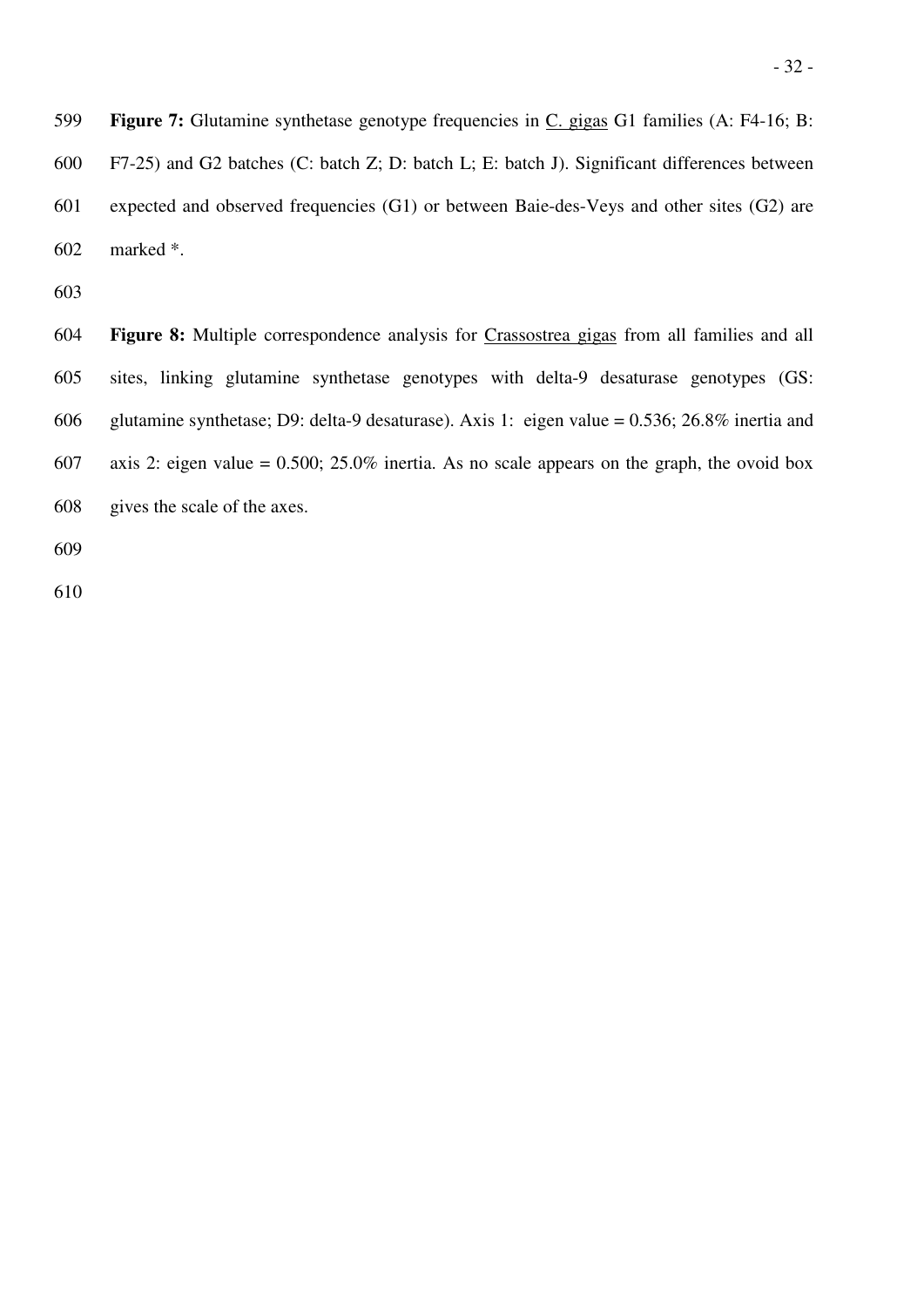**Figure 7:** Glutamine synthetase genotype frequencies in C. gigas G1 families (A: F4-16; B: F7-25) and G2 batches (C: batch Z; D: batch L; E: batch J). Significant differences between expected and observed frequencies (G1) or between Baie-des-Veys and other sites (G2) are marked *.

**Figure 8:** Multiple correspondence analysis for Crassostrea gigas from all families and all sites, linking glutamine synthetase genotypes with delta-9 desaturase genotypes (GS: glutamine synthetase; D9: delta-9 desaturase). Axis 1: eigen value = 0.536; 26.8% inertia and axis 2: eigen value = 0.500; 25.0% inertia. As no scale appears on the graph, the ovoid box gives the scale of the axes.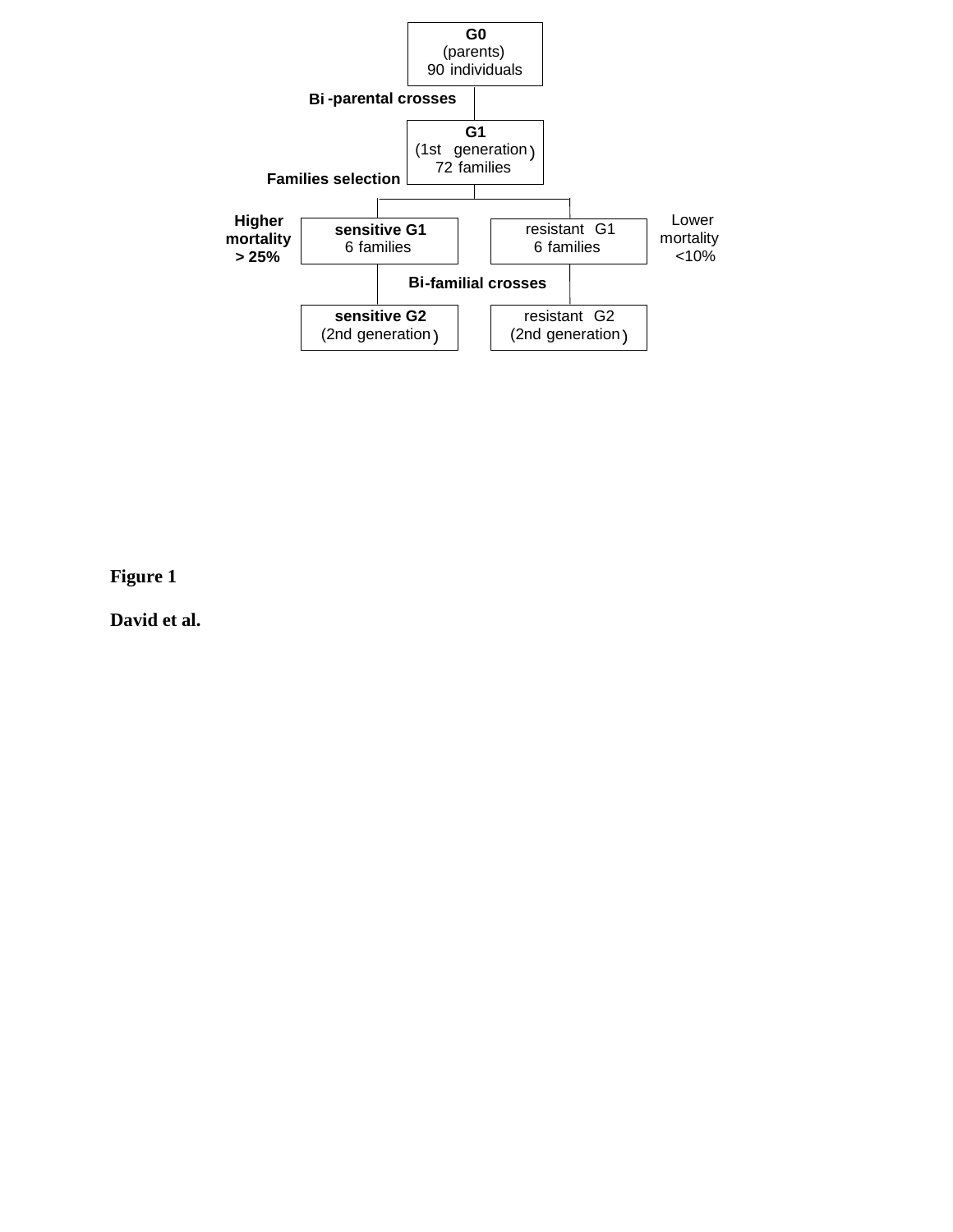G0
(parents)
90 individuals

**Bi-parental crosses**

G1
(1st generation)
72 families

**Families selection**

**Higher mortality > 25%**

**sensitive G1**
6 families

resistant G1
6 families

Lower mortality <10%

**Bi-familial crosses**

**sensitive G2**
(2nd generation)

resistant G2
(2nd generation)

**Figure 1**

**David et al.**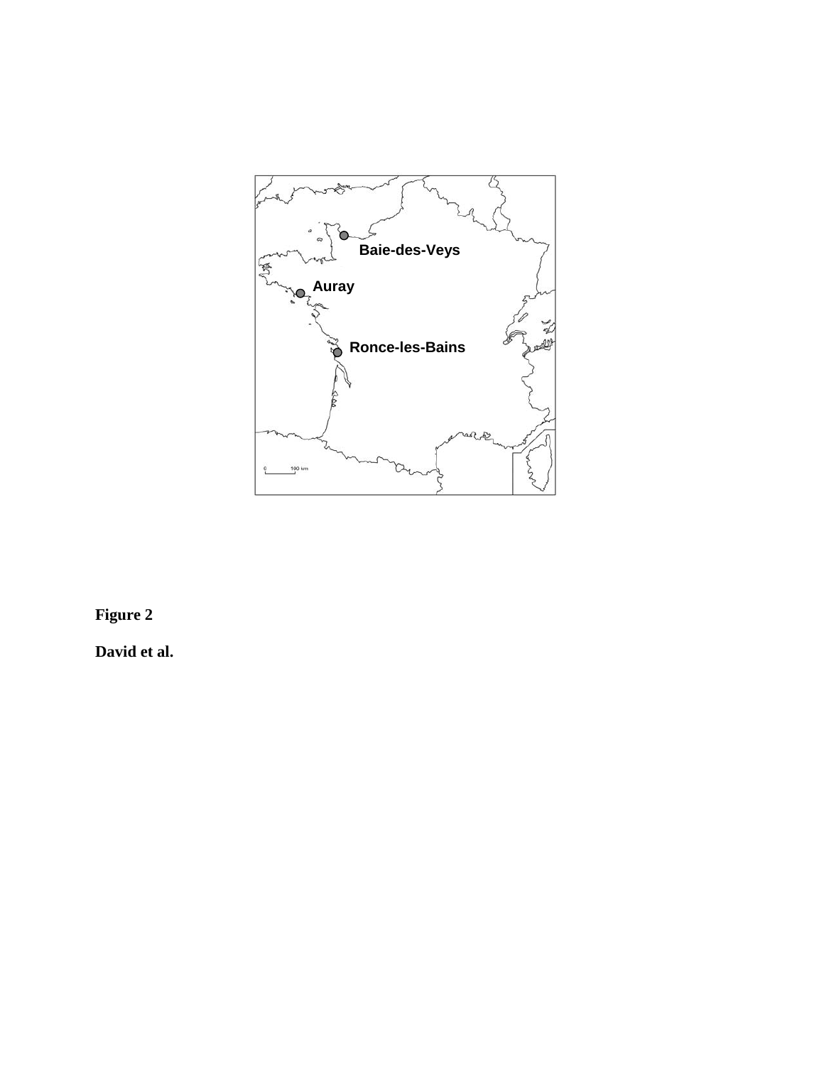**Figure 2**

**David et al.**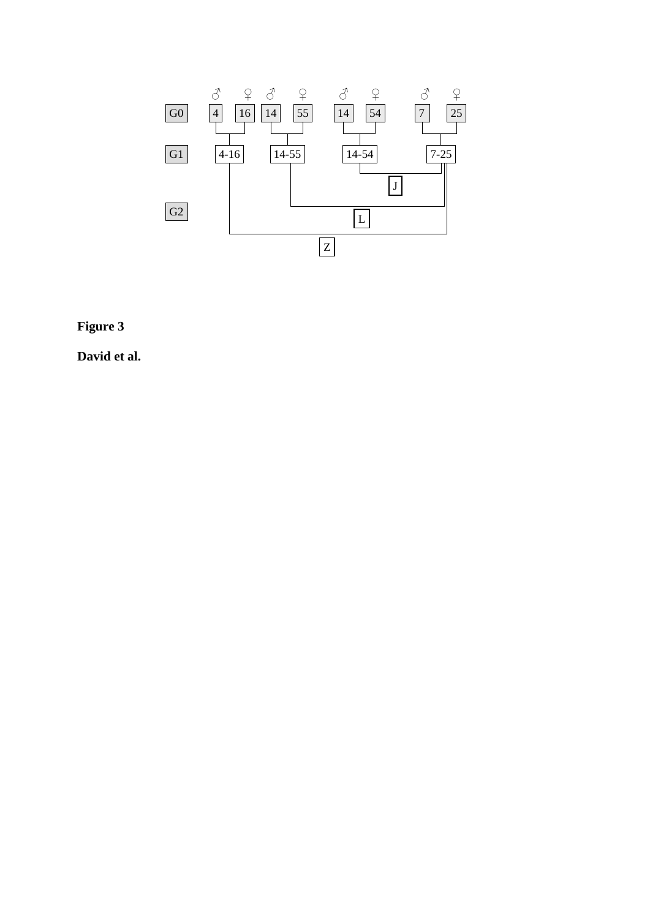**Figure 3**

**David et al.**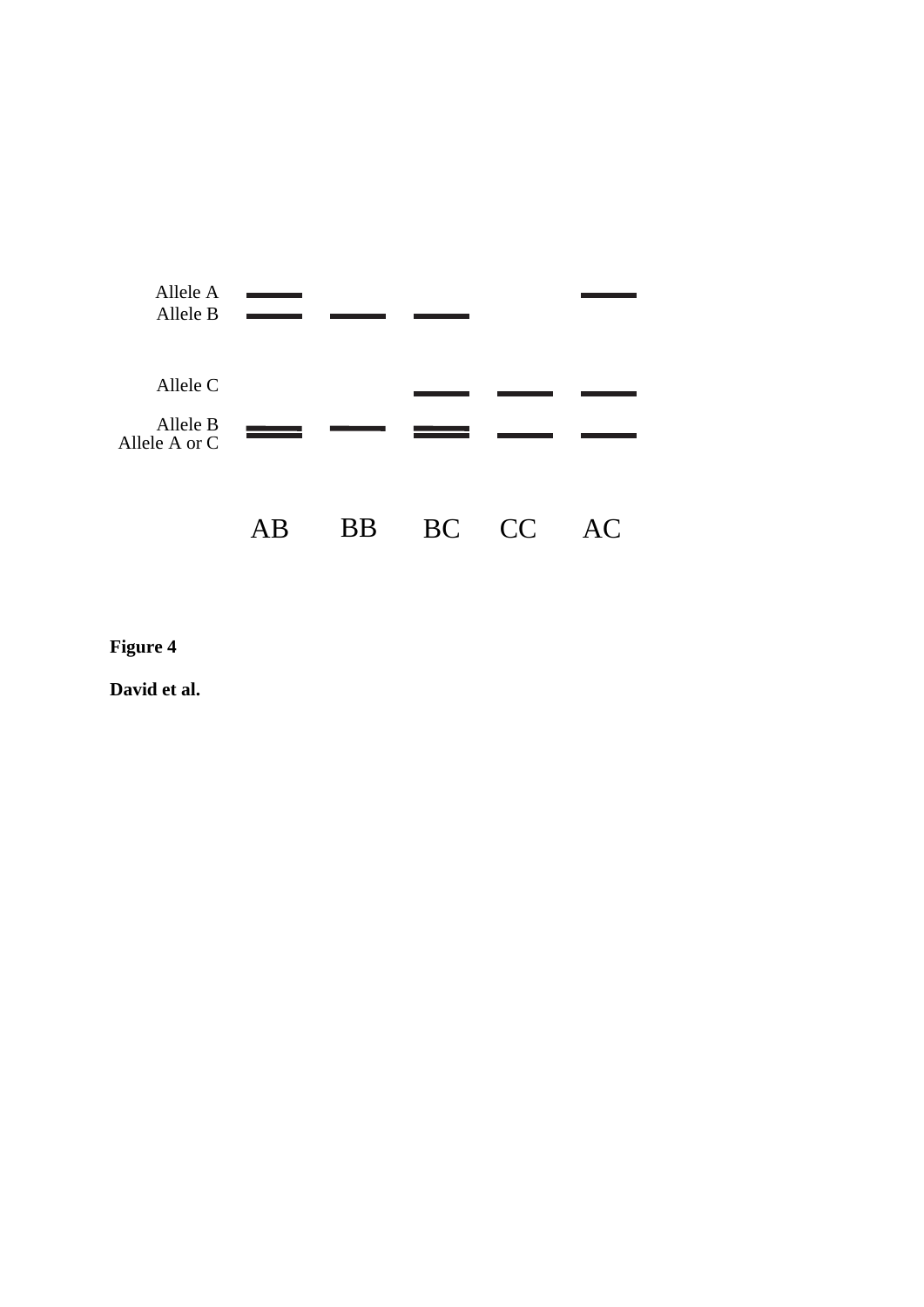Allele A
Allele B

Allele C

Allele B
Allele A or C

AB BB BC CC AC

**Figure 4**

**David et al.**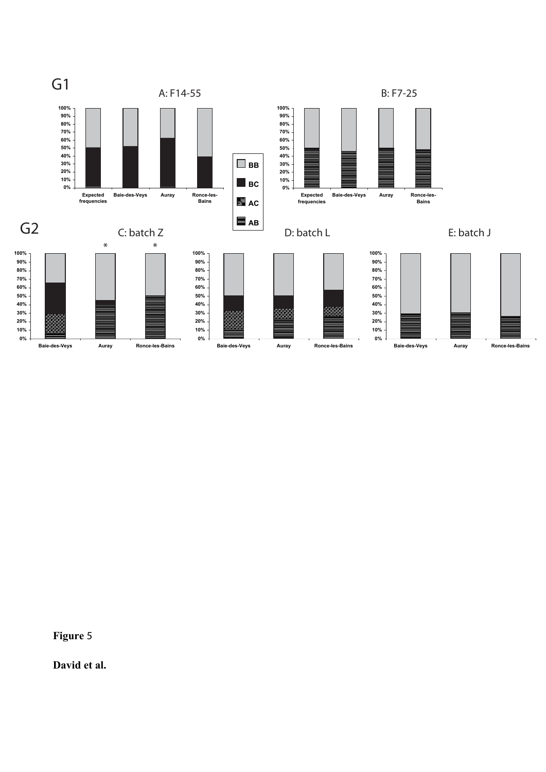G1

A: F14-55

B: F7-25

G2

C: batch Z

D: batch L

E: batch J

**Figure** 5

**David et al.**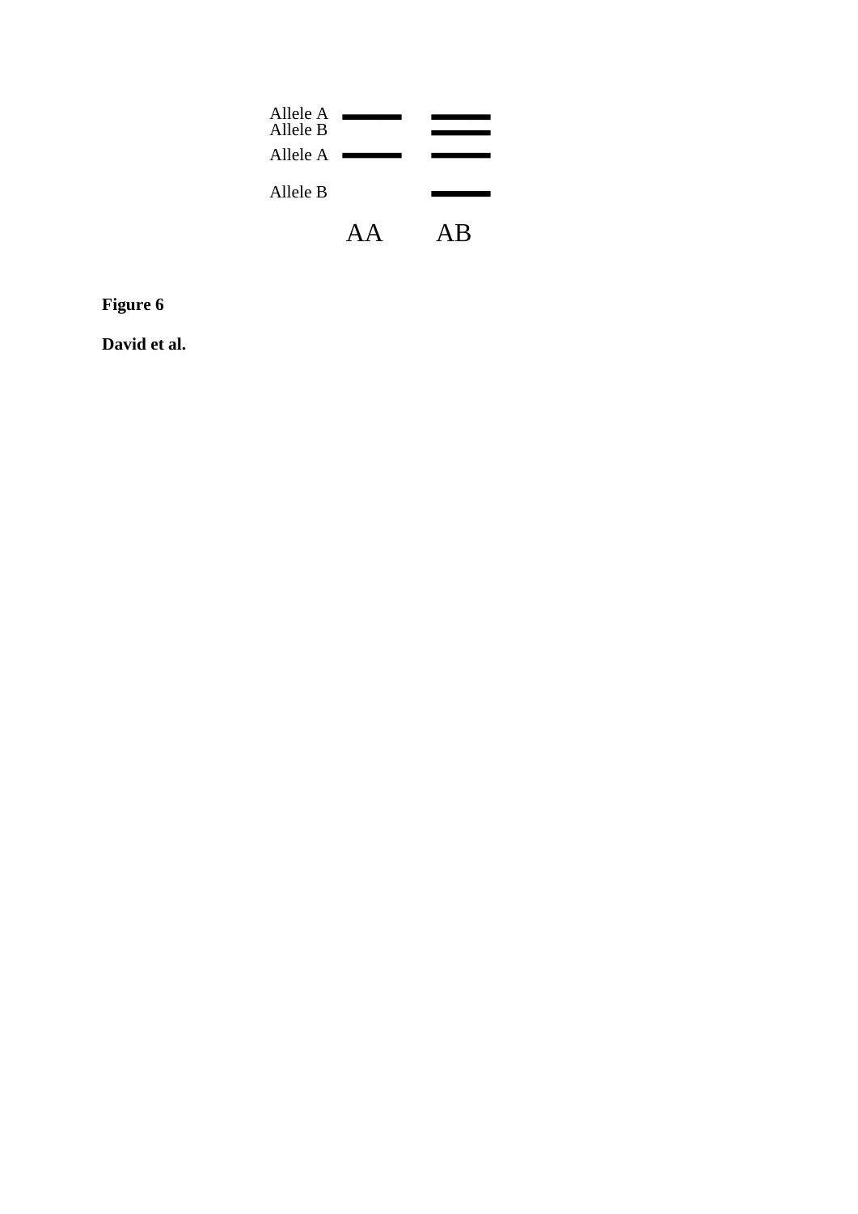Allele A
Allele B
Allele A

Allele B

AA AB

**Figure 6**

**David et al.**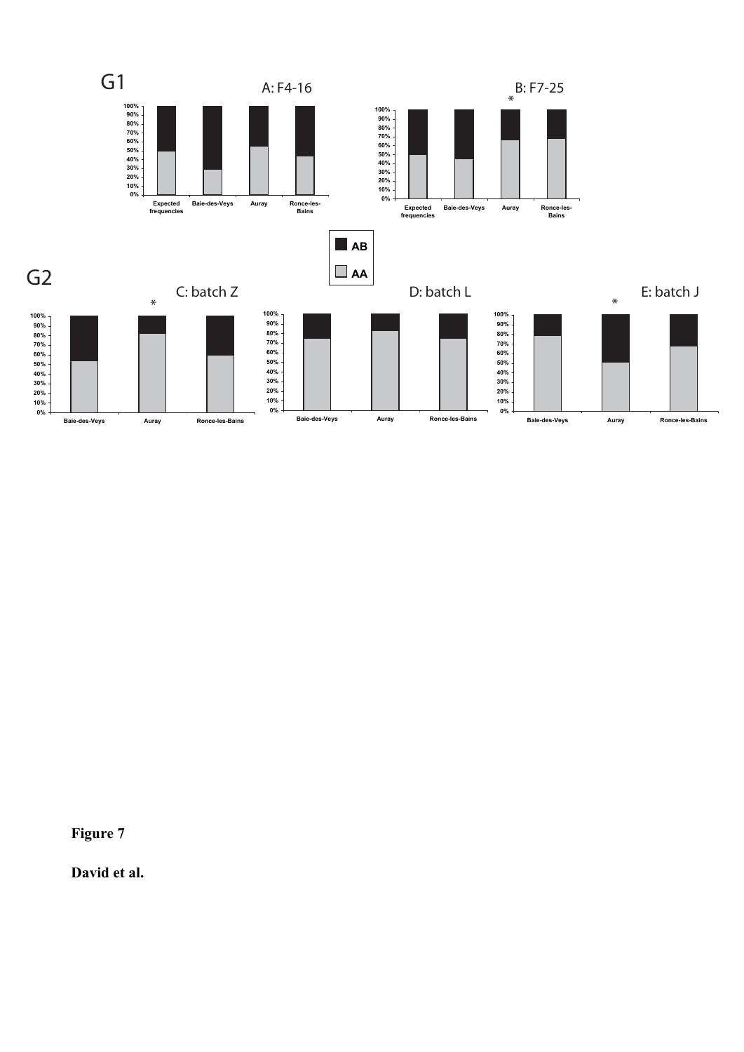Figure 7

David et al.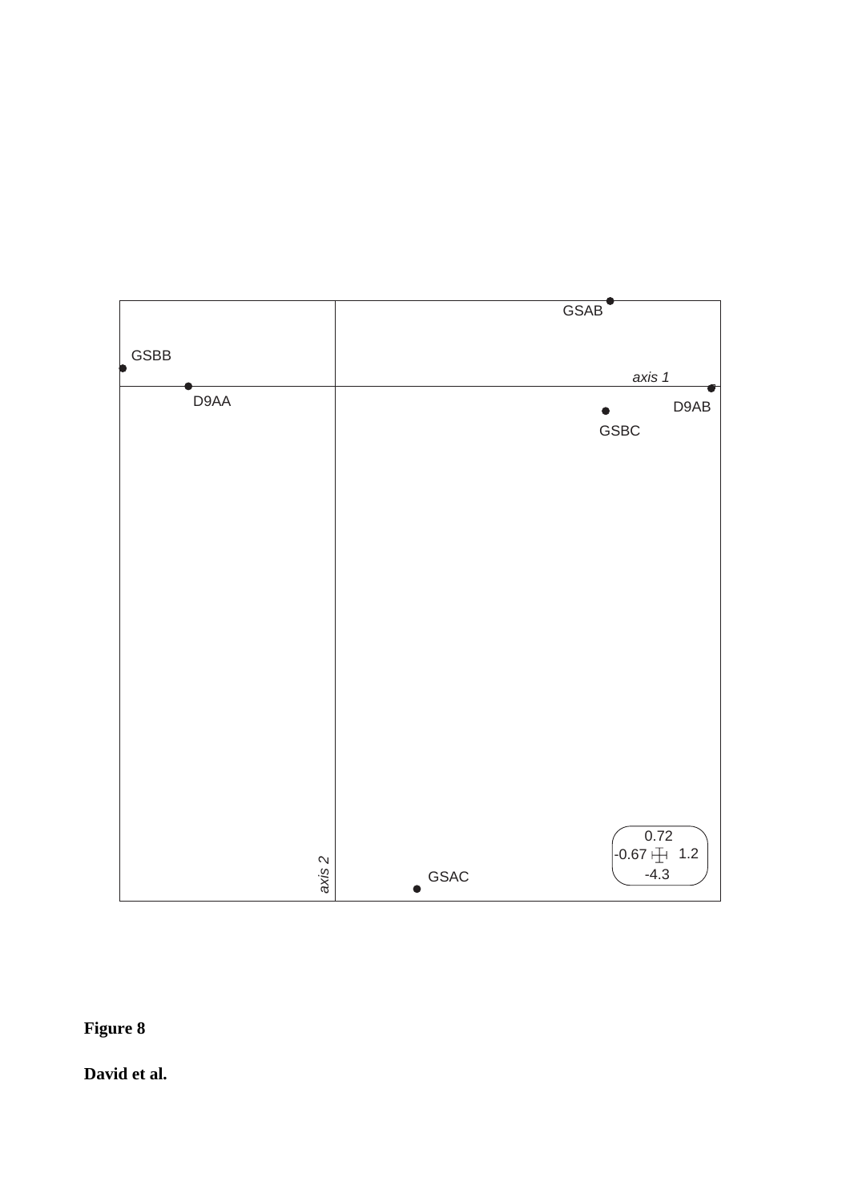GSAB

GSBB

D9AA

*axis 1*

D9AB

GSBC

0.72

-0.67

1.2

-4.3

*axis 2*

GSAC

**Figure 8**

**David et al.**